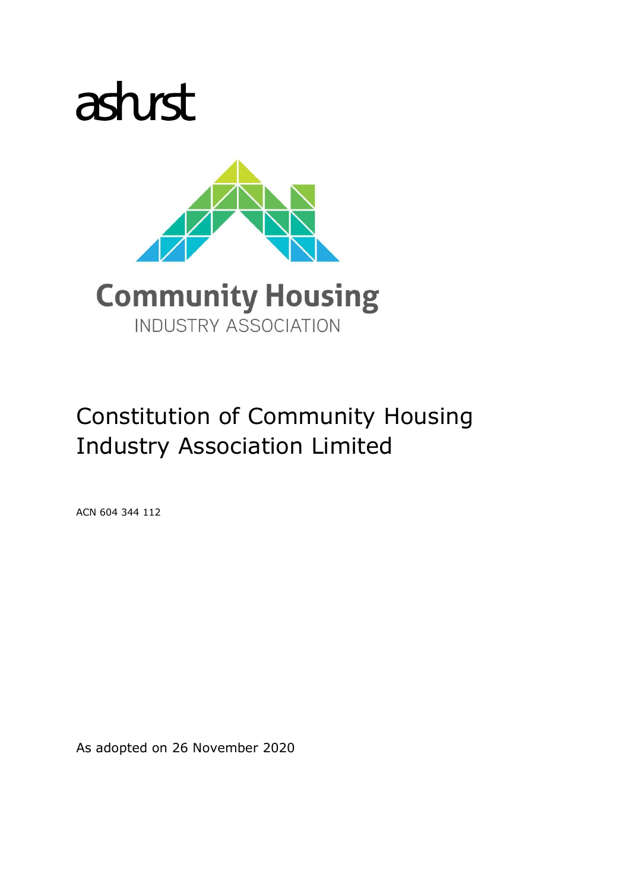ashurst

Community Housing
INDUSTRY ASSOCIATION

# Constitution of Community Housing Industry Association Limited

ACN 604 344 112

As adopted on 26 November 2020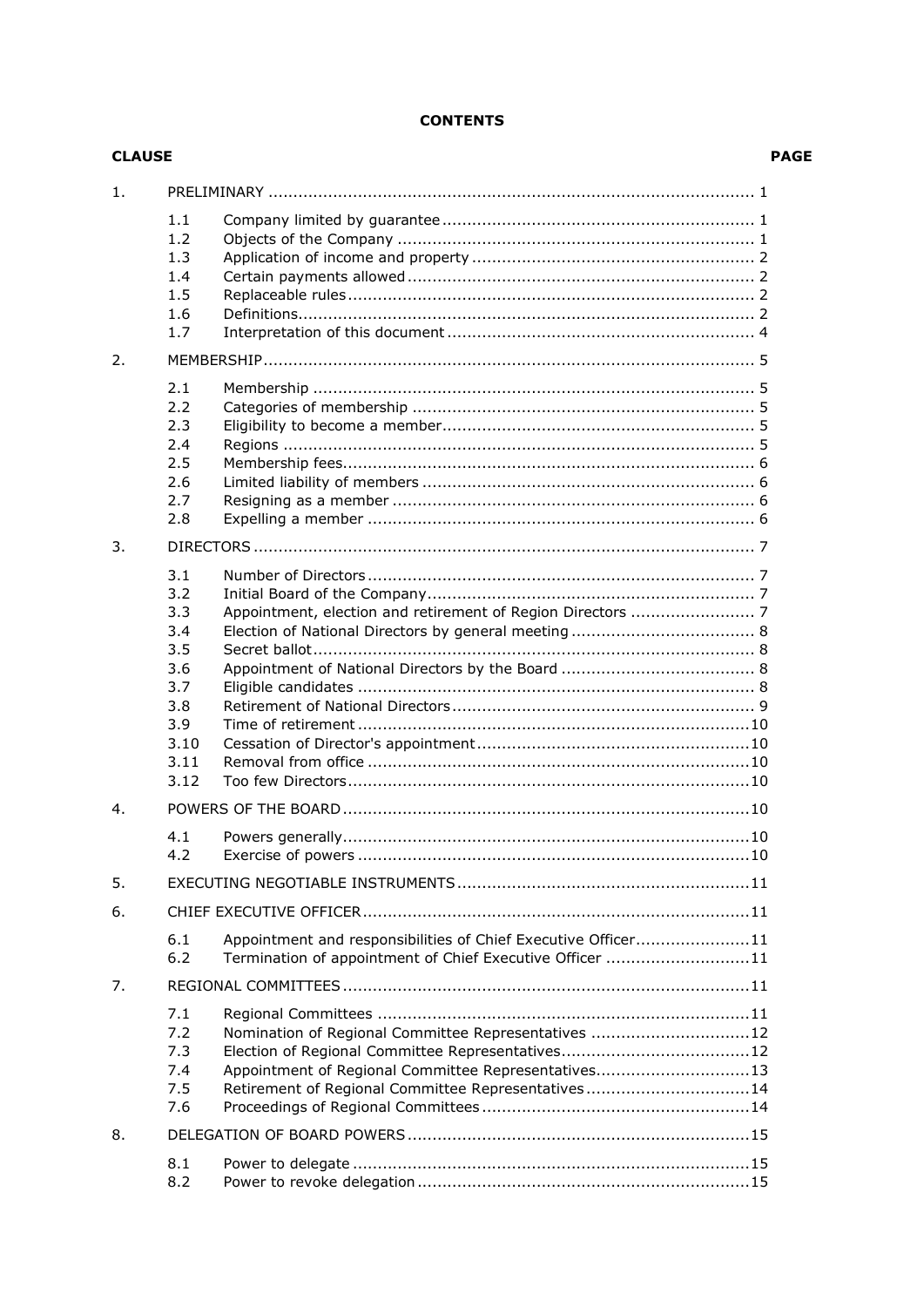# CONTENTS

| CLAUSE | | | PAGE |
|---|---|---|---|
| 1. | PRELIMINARY | | 1 |
| | 1.1 | Company limited by guarantee | 1 |
| | 1.2 | Objects of the Company | 1 |
| | 1.3 | Application of income and property | 2 |
| | 1.4 | Certain payments allowed | 2 |
| | 1.5 | Replaceable rules | 2 |
| | 1.6 | Definitions | 2 |
| | 1.7 | Interpretation of this document | 4 |
| 2. | MEMBERSHIP | | 5 |
| | 2.1 | Membership | 5 |
| | 2.2 | Categories of membership | 5 |
| | 2.3 | Eligibility to become a member | 5 |
| | 2.4 | Regions | 5 |
| | 2.5 | Membership fees | 6 |
| | 2.6 | Limited liability of members | 6 |
| | 2.7 | Resigning as a member | 6 |
| | 2.8 | Expelling a member | 6 |
| 3. | DIRECTORS | | 7 |
| | 3.1 | Number of Directors | 7 |
| | 3.2 | Initial Board of the Company | 7 |
| | 3.3 | Appointment, election and retirement of Region Directors | 7 |
| | 3.4 | Election of National Directors by general meeting | 8 |
| | 3.5 | Secret ballot | 8 |
| | 3.6 | Appointment of National Directors by the Board | 8 |
| | 3.7 | Eligible candidates | 8 |
| | 3.8 | Retirement of National Directors | 9 |
| | 3.9 | Time of retirement | 10 |
| | 3.10 | Cessation of Director's appointment | 10 |
| | 3.11 | Removal from office | 10 |
| | 3.12 | Too few Directors | 10 |
| 4. | POWERS OF THE BOARD | | 10 |
| | 4.1 | Powers generally | 10 |
| | 4.2 | Exercise of powers | 10 |
| 5. | EXECUTING NEGOTIABLE INSTRUMENTS | | 11 |
| 6. | CHIEF EXECUTIVE OFFICER | | 11 |
| | 6.1 | Appointment and responsibilities of Chief Executive Officer | 11 |
| | 6.2 | Termination of appointment of Chief Executive Officer | 11 |
| 7. | REGIONAL COMMITTEES | | 11 |
| | 7.1 | Regional Committees | 11 |
| | 7.2 | Nomination of Regional Committee Representatives | 12 |
| | 7.3 | Election of Regional Committee Representatives | 12 |
| | 7.4 | Appointment of Regional Committee Representatives | 13 |
| | 7.5 | Retirement of Regional Committee Representatives | 14 |
| | 7.6 | Proceedings of Regional Committees | 14 |
| 8. | DELEGATION OF BOARD POWERS | | 15 |
| | 8.1 | Power to delegate | 15 |
| | 8.2 | Power to revoke delegation | 15 |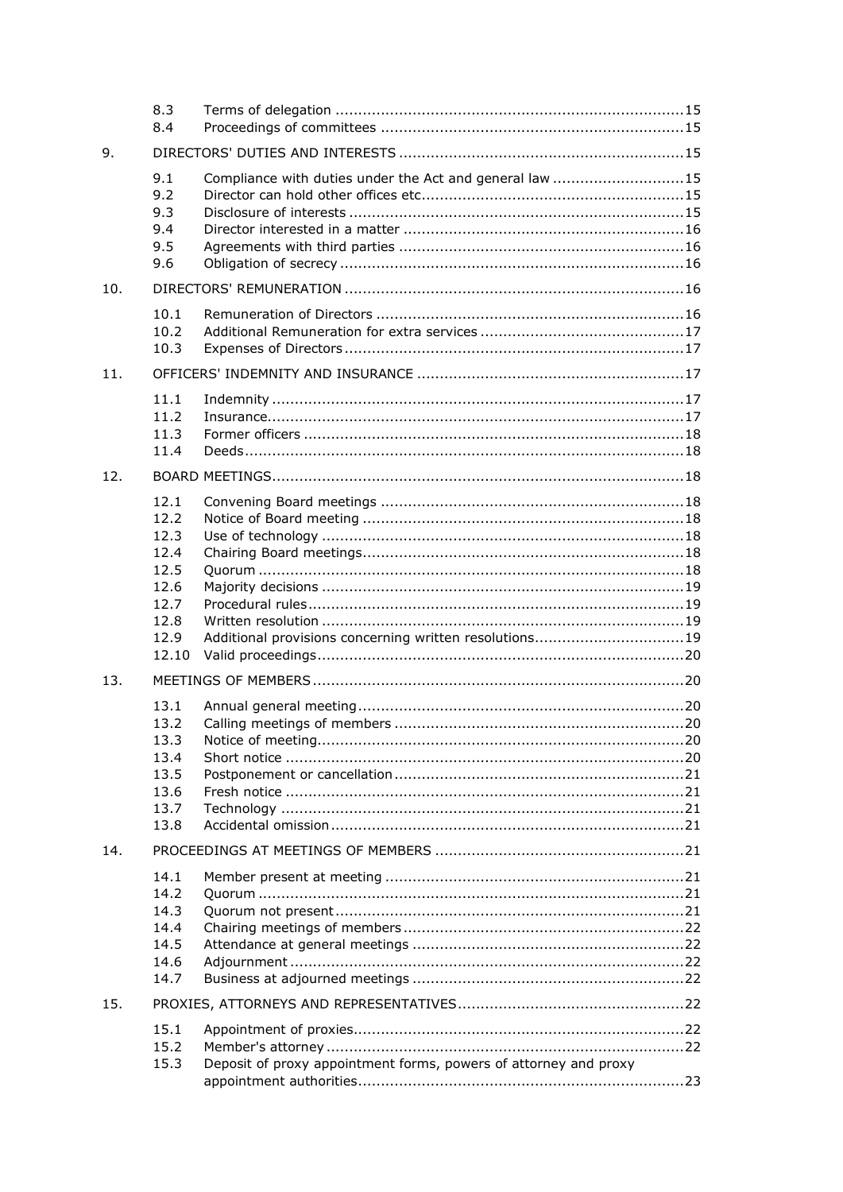| | | |
|---|---|---|
| 8.3 | Terms of delegation | 15 |
| 8.4 | Proceedings of committees | 15 |
| **9.** | **DIRECTORS' DUTIES AND INTERESTS** | **15** |
| 9.1 | Compliance with duties under the Act and general law | 15 |
| 9.2 | Director can hold other offices etc | 15 |
| 9.3 | Disclosure of interests | 15 |
| 9.4 | Director interested in a matter | 16 |
| 9.5 | Agreements with third parties | 16 |
| 9.6 | Obligation of secrecy | 16 |
| **10.** | **DIRECTORS' REMUNERATION** | **16** |
| 10.1 | Remuneration of Directors | 16 |
| 10.2 | Additional Remuneration for extra services | 17 |
| 10.3 | Expenses of Directors | 17 |
| **11.** | **OFFICERS' INDEMNITY AND INSURANCE** | **17** |
| 11.1 | Indemnity | 17 |
| 11.2 | Insurance | 17 |
| 11.3 | Former officers | 18 |
| 11.4 | Deeds | 18 |
| **12.** | **BOARD MEETINGS** | **18** |
| 12.1 | Convening Board meetings | 18 |
| 12.2 | Notice of Board meeting | 18 |
| 12.3 | Use of technology | 18 |
| 12.4 | Chairing Board meetings | 18 |
| 12.5 | Quorum | 18 |
| 12.6 | Majority decisions | 19 |
| 12.7 | Procedural rules | 19 |
| 12.8 | Written resolution | 19 |
| 12.9 | Additional provisions concerning written resolutions | 19 |
| 12.10 | Valid proceedings | 20 |
| **13.** | **MEETINGS OF MEMBERS** | **20** |
| 13.1 | Annual general meeting | 20 |
| 13.2 | Calling meetings of members | 20 |
| 13.3 | Notice of meeting | 20 |
| 13.4 | Short notice | 20 |
| 13.5 | Postponement or cancellation | 21 |
| 13.6 | Fresh notice | 21 |
| 13.7 | Technology | 21 |
| 13.8 | Accidental omission | 21 |
| **14.** | **PROCEEDINGS AT MEETINGS OF MEMBERS** | **21** |
| 14.1 | Member present at meeting | 21 |
| 14.2 | Quorum | 21 |
| 14.3 | Quorum not present | 21 |
| 14.4 | Chairing meetings of members | 22 |
| 14.5 | Attendance at general meetings | 22 |
| 14.6 | Adjournment | 22 |
| 14.7 | Business at adjourned meetings | 22 |
| **15.** | **PROXIES, ATTORNEYS AND REPRESENTATIVES** | **22** |
| 15.1 | Appointment of proxies | 22 |
| 15.2 | Member's attorney | 22 |
| 15.3 | Deposit of proxy appointment forms, powers of attorney and proxy appointment authorities | 23 |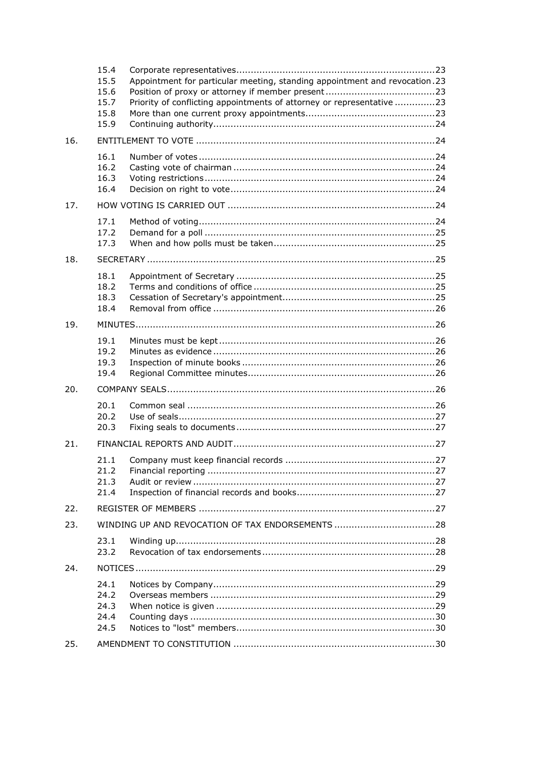| | | | |
|---|---|---|---|
| | 15.4 | Corporate representatives | 23 |
| | 15.5 | Appointment for particular meeting, standing appointment and revocation | 23 |
| | 15.6 | Position of proxy or attorney if member present | 23 |
| | 15.7 | Priority of conflicting appointments of attorney or representative | 23 |
| | 15.8 | More than one current proxy appointments | 23 |
| | 15.9 | Continuing authority | 24 |
| 16. | ENTITLEMENT TO VOTE | | 24 |
| | 16.1 | Number of votes | 24 |
| | 16.2 | Casting vote of chairman | 24 |
| | 16.3 | Voting restrictions | 24 |
| | 16.4 | Decision on right to vote | 24 |
| 17. | HOW VOTING IS CARRIED OUT | | 24 |
| | 17.1 | Method of voting | 24 |
| | 17.2 | Demand for a poll | 25 |
| | 17.3 | When and how polls must be taken | 25 |
| 18. | SECRETARY | | 25 |
| | 18.1 | Appointment of Secretary | 25 |
| | 18.2 | Terms and conditions of office | 25 |
| | 18.3 | Cessation of Secretary's appointment | 25 |
| | 18.4 | Removal from office | 26 |
| 19. | MINUTES | | 26 |
| | 19.1 | Minutes must be kept | 26 |
| | 19.2 | Minutes as evidence | 26 |
| | 19.3 | Inspection of minute books | 26 |
| | 19.4 | Regional Committee minutes | 26 |
| 20. | COMPANY SEALS | | 26 |
| | 20.1 | Common seal | 26 |
| | 20.2 | Use of seals | 27 |
| | 20.3 | Fixing seals to documents | 27 |
| 21. | FINANCIAL REPORTS AND AUDIT | | 27 |
| | 21.1 | Company must keep financial records | 27 |
| | 21.2 | Financial reporting | 27 |
| | 21.3 | Audit or review | 27 |
| | 21.4 | Inspection of financial records and books | 27 |
| 22. | REGISTER OF MEMBERS | | 27 |
| 23. | WINDING UP AND REVOCATION OF TAX ENDORSEMENTS | | 28 |
| | 23.1 | Winding up | 28 |
| | 23.2 | Revocation of tax endorsements | 28 |
| 24. | NOTICES | | 29 |
| | 24.1 | Notices by Company | 29 |
| | 24.2 | Overseas members | 29 |
| | 24.3 | When notice is given | 29 |
| | 24.4 | Counting days | 30 |
| | 24.5 | Notices to "lost" members | 30 |
| 25. | AMENDMENT TO CONSTITUTION | | 30 |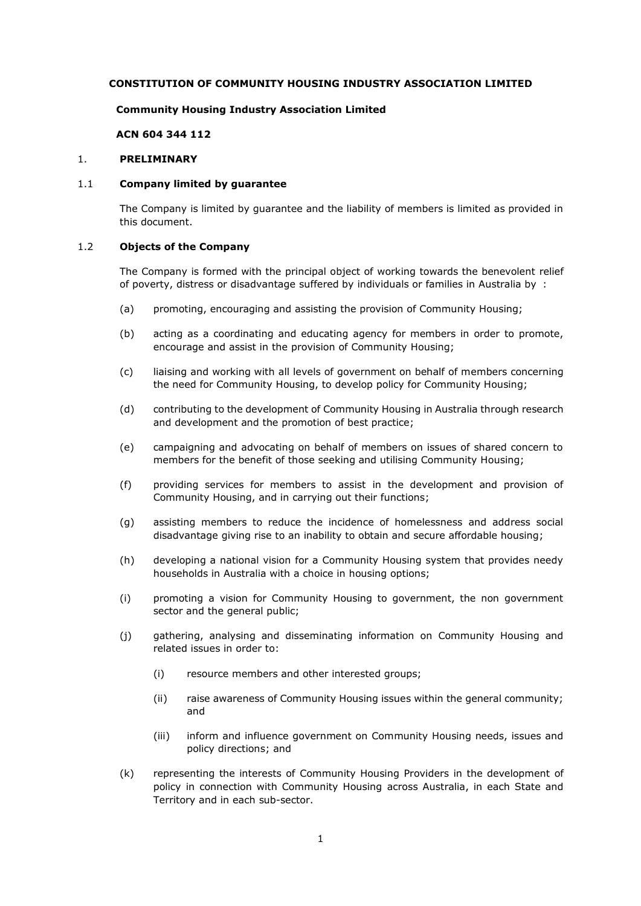**CONSTITUTION OF COMMUNITY HOUSING INDUSTRY ASSOCIATION LIMITED**

**Community Housing Industry Association Limited**

**ACN 604 344 112**

## 1. PRELIMINARY

### 1.1 Company limited by guarantee

The Company is limited by guarantee and the liability of members is limited as provided in this document.

### 1.2 Objects of the Company

The Company is formed with the principal object of working towards the benevolent relief of poverty, distress or disadvantage suffered by individuals or families in Australia by :

(a) promoting, encouraging and assisting the provision of Community Housing;

(b) acting as a coordinating and educating agency for members in order to promote, encourage and assist in the provision of Community Housing;

(c) liaising and working with all levels of government on behalf of members concerning the need for Community Housing, to develop policy for Community Housing;

(d) contributing to the development of Community Housing in Australia through research and development and the promotion of best practice;

(e) campaigning and advocating on behalf of members on issues of shared concern to members for the benefit of those seeking and utilising Community Housing;

(f) providing services for members to assist in the development and provision of Community Housing, and in carrying out their functions;

(g) assisting members to reduce the incidence of homelessness and address social disadvantage giving rise to an inability to obtain and secure affordable housing;

(h) developing a national vision for a Community Housing system that provides needy households in Australia with a choice in housing options;

(i) promoting a vision for Community Housing to government, the non government sector and the general public;

(j) gathering, analysing and disseminating information on Community Housing and related issues in order to:

  (i) resource members and other interested groups;

  (ii) raise awareness of Community Housing issues within the general community; and

  (iii) inform and influence government on Community Housing needs, issues and policy directions; and

(k) representing the interests of Community Housing Providers in the development of policy in connection with Community Housing across Australia, in each State and Territory and in each sub-sector.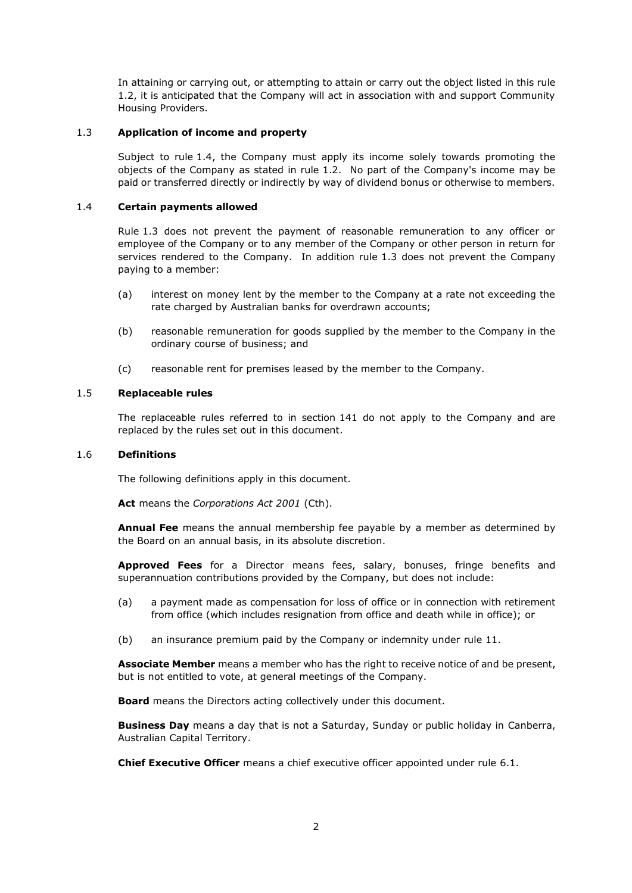In attaining or carrying out, or attempting to attain or carry out the object listed in this rule 1.2, it is anticipated that the Company will act in association with and support Community Housing Providers.

### 1.3 Application of income and property

Subject to rule 1.4, the Company must apply its income solely towards promoting the objects of the Company as stated in rule 1.2. No part of the Company's income may be paid or transferred directly or indirectly by way of dividend bonus or otherwise to members.

### 1.4 Certain payments allowed

Rule 1.3 does not prevent the payment of reasonable remuneration to any officer or employee of the Company or to any member of the Company or other person in return for services rendered to the Company. In addition rule 1.3 does not prevent the Company paying to a member:

(a) interest on money lent by the member to the Company at a rate not exceeding the rate charged by Australian banks for overdrawn accounts;

(b) reasonable remuneration for goods supplied by the member to the Company in the ordinary course of business; and

(c) reasonable rent for premises leased by the member to the Company.

### 1.5 Replaceable rules

The replaceable rules referred to in section 141 do not apply to the Company and are replaced by the rules set out in this document.

### 1.6 Definitions

The following definitions apply in this document.

**Act** means the *Corporations Act 2001* (Cth).

**Annual Fee** means the annual membership fee payable by a member as determined by the Board on an annual basis, in its absolute discretion.

**Approved Fees** for a Director means fees, salary, bonuses, fringe benefits and superannuation contributions provided by the Company, but does not include:

(a) a payment made as compensation for loss of office or in connection with retirement from office (which includes resignation from office and death while in office); or

(b) an insurance premium paid by the Company or indemnity under rule 11.

**Associate Member** means a member who has the right to receive notice of and be present, but is not entitled to vote, at general meetings of the Company.

**Board** means the Directors acting collectively under this document.

**Business Day** means a day that is not a Saturday, Sunday or public holiday in Canberra, Australian Capital Territory.

**Chief Executive Officer** means a chief executive officer appointed under rule 6.1.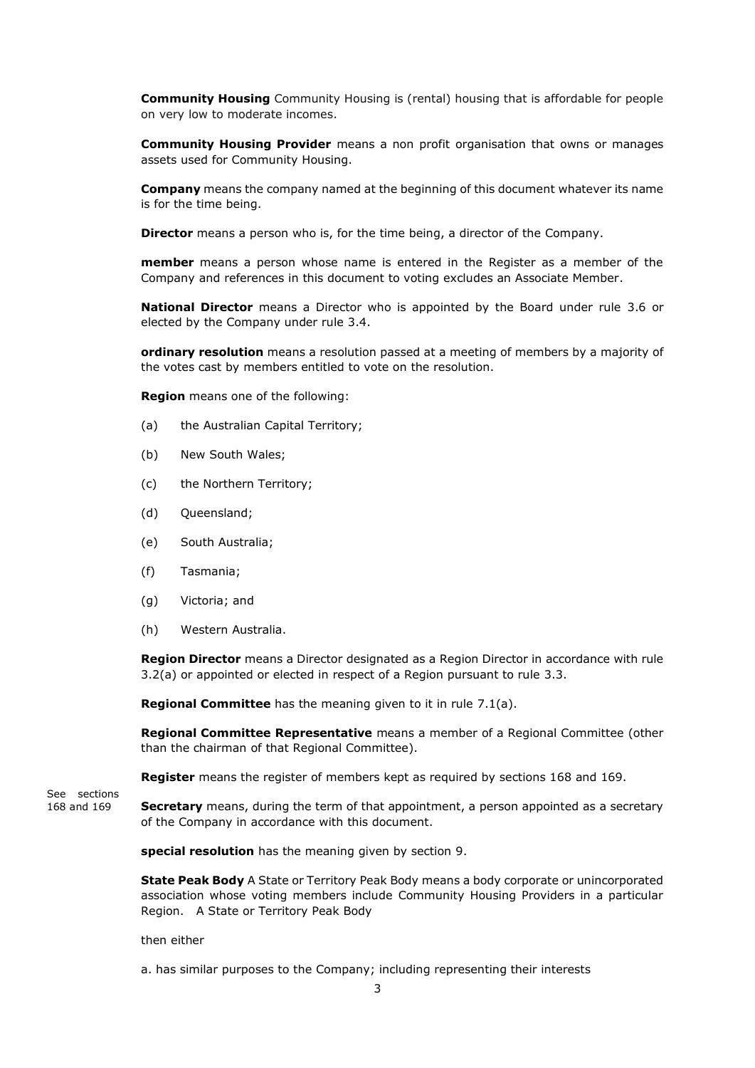**Community Housing** Community Housing is (rental) housing that is affordable for people on very low to moderate incomes.

**Community Housing Provider** means a non profit organisation that owns or manages assets used for Community Housing.

**Company** means the company named at the beginning of this document whatever its name is for the time being.

**Director** means a person who is, for the time being, a director of the Company.

**member** means a person whose name is entered in the Register as a member of the Company and references in this document to voting excludes an Associate Member.

**National Director** means a Director who is appointed by the Board under rule 3.6 or elected by the Company under rule 3.4.

**ordinary resolution** means a resolution passed at a meeting of members by a majority of the votes cast by members entitled to vote on the resolution.

**Region** means one of the following:

(a) the Australian Capital Territory;

(b) New South Wales;

(c) the Northern Territory;

(d) Queensland;

(e) South Australia;

(f) Tasmania;

(g) Victoria; and

(h) Western Australia.

**Region Director** means a Director designated as a Region Director in accordance with rule 3.2(a) or appointed or elected in respect of a Region pursuant to rule 3.3.

**Regional Committee** has the meaning given to it in rule 7.1(a).

**Regional Committee Representative** means a member of a Regional Committee (other than the chairman of that Regional Committee).

**Register** means the register of members kept as required by sections 168 and 169.

See sections 168 and 169

**Secretary** means, during the term of that appointment, a person appointed as a secretary of the Company in accordance with this document.

**special resolution** has the meaning given by section 9.

**State Peak Body** A State or Territory Peak Body means a body corporate or unincorporated association whose voting members include Community Housing Providers in a particular Region. A State or Territory Peak Body

then either

a. has similar purposes to the Company; including representing their interests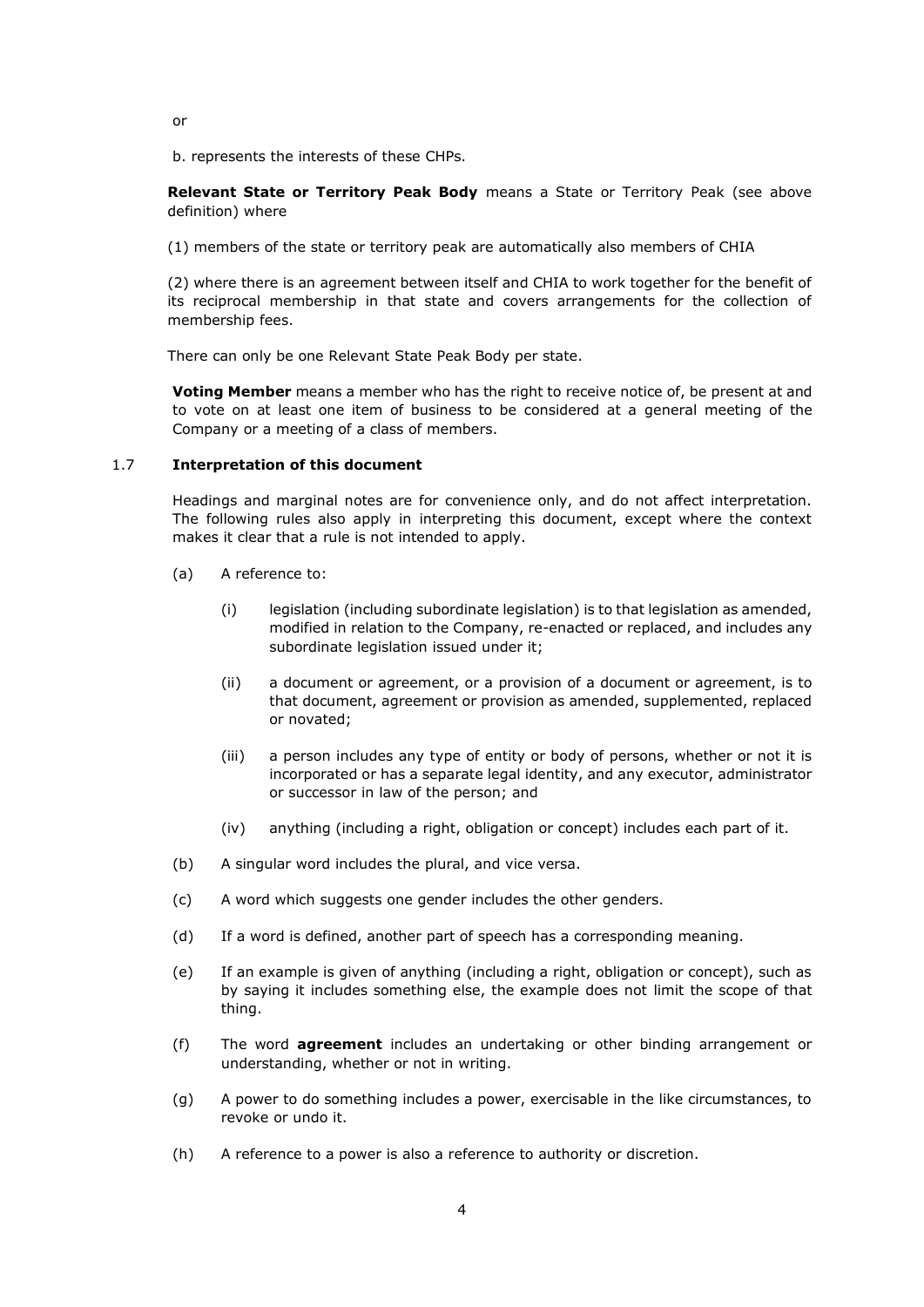or

b. represents the interests of these CHPs.

**Relevant State or Territory Peak Body** means a State or Territory Peak (see above definition) where

(1) members of the state or territory peak are automatically also members of CHIA

(2) where there is an agreement between itself and CHIA to work together for the benefit of its reciprocal membership in that state and covers arrangements for the collection of membership fees.

There can only be one Relevant State Peak Body per state.

**Voting Member** means a member who has the right to receive notice of, be present at and to vote on at least one item of business to be considered at a general meeting of the Company or a meeting of a class of members.

### 1.7 Interpretation of this document

Headings and marginal notes are for convenience only, and do not affect interpretation. The following rules also apply in interpreting this document, except where the context makes it clear that a rule is not intended to apply.

(a) A reference to:

  (i) legislation (including subordinate legislation) is to that legislation as amended, modified in relation to the Company, re-enacted or replaced, and includes any subordinate legislation issued under it;

  (ii) a document or agreement, or a provision of a document or agreement, is to that document, agreement or provision as amended, supplemented, replaced or novated;

  (iii) a person includes any type of entity or body of persons, whether or not it is incorporated or has a separate legal identity, and any executor, administrator or successor in law of the person; and

  (iv) anything (including a right, obligation or concept) includes each part of it.

(b) A singular word includes the plural, and vice versa.

(c) A word which suggests one gender includes the other genders.

(d) If a word is defined, another part of speech has a corresponding meaning.

(e) If an example is given of anything (including a right, obligation or concept), such as by saying it includes something else, the example does not limit the scope of that thing.

(f) The word **agreement** includes an undertaking or other binding arrangement or understanding, whether or not in writing.

(g) A power to do something includes a power, exercisable in the like circumstances, to revoke or undo it.

(h) A reference to a power is also a reference to authority or discretion.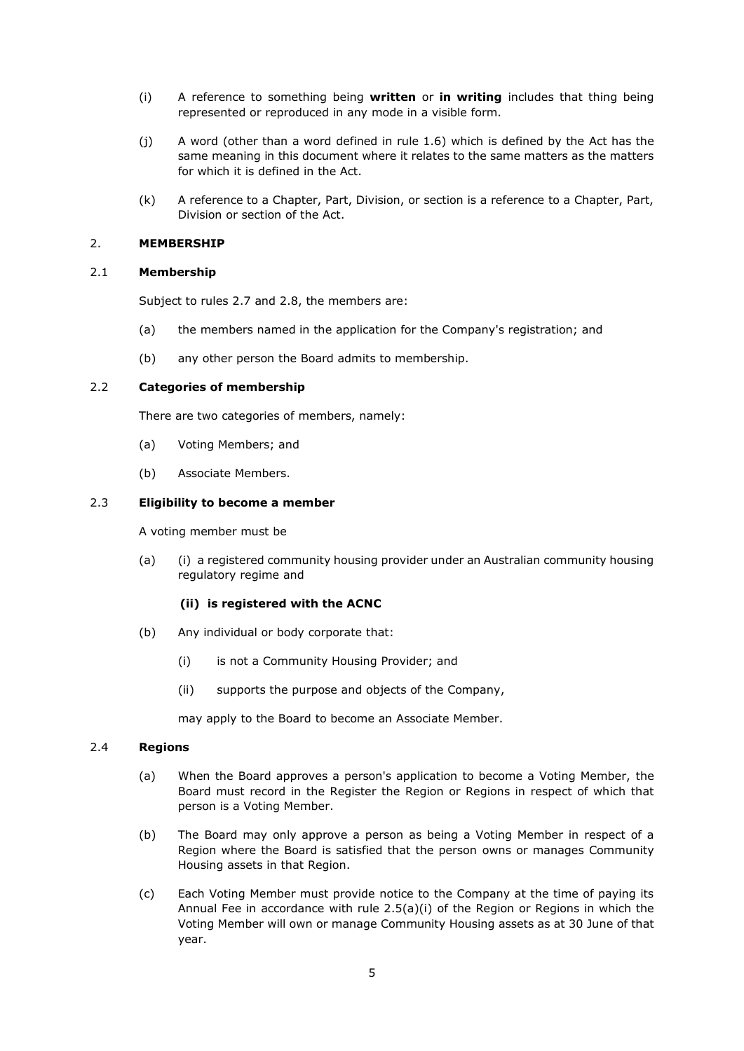(i) A reference to something being **written** or **in writing** includes that thing being represented or reproduced in any mode in a visible form.

(j) A word (other than a word defined in rule 1.6) which is defined by the Act has the same meaning in this document where it relates to the same matters as the matters for which it is defined in the Act.

(k) A reference to a Chapter, Part, Division, or section is a reference to a Chapter, Part, Division or section of the Act.

## 2. MEMBERSHIP

### 2.1 Membership

Subject to rules 2.7 and 2.8, the members are:

(a) the members named in the application for the Company's registration; and

(b) any other person the Board admits to membership.

### 2.2 Categories of membership

There are two categories of members, namely:

(a) Voting Members; and

(b) Associate Members.

### 2.3 Eligibility to become a member

A voting member must be

(a) (i) a registered community housing provider under an Australian community housing regulatory regime and

**(ii) is registered with the ACNC**

(b) Any individual or body corporate that:

(i) is not a Community Housing Provider; and

(ii) supports the purpose and objects of the Company,

may apply to the Board to become an Associate Member.

### 2.4 Regions

(a) When the Board approves a person's application to become a Voting Member, the Board must record in the Register the Region or Regions in respect of which that person is a Voting Member.

(b) The Board may only approve a person as being a Voting Member in respect of a Region where the Board is satisfied that the person owns or manages Community Housing assets in that Region.

(c) Each Voting Member must provide notice to the Company at the time of paying its Annual Fee in accordance with rule 2.5(a)(i) of the Region or Regions in which the Voting Member will own or manage Community Housing assets as at 30 June of that year.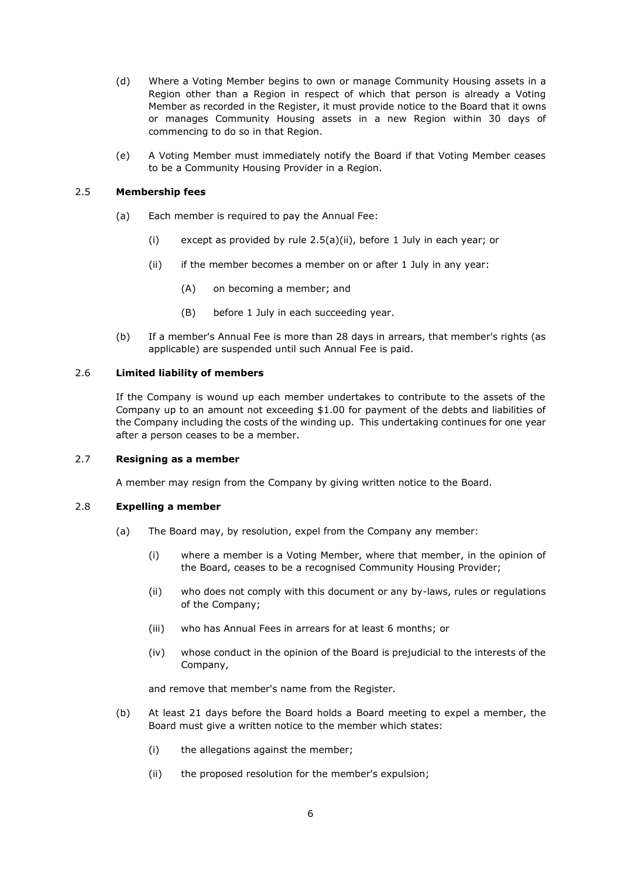(d) Where a Voting Member begins to own or manage Community Housing assets in a Region other than a Region in respect of which that person is already a Voting Member as recorded in the Register, it must provide notice to the Board that it owns or manages Community Housing assets in a new Region within 30 days of commencing to do so in that Region.

(e) A Voting Member must immediately notify the Board if that Voting Member ceases to be a Community Housing Provider in a Region.

### 2.5 Membership fees

(a) Each member is required to pay the Annual Fee:

- (i) except as provided by rule 2.5(a)(ii), before 1 July in each year; or
- (ii) if the member becomes a member on or after 1 July in any year:
  - (A) on becoming a member; and
  - (B) before 1 July in each succeeding year.

(b) If a member's Annual Fee is more than 28 days in arrears, that member's rights (as applicable) are suspended until such Annual Fee is paid.

### 2.6 Limited liability of members

If the Company is wound up each member undertakes to contribute to the assets of the Company up to an amount not exceeding $1.00 for payment of the debts and liabilities of the Company including the costs of the winding up. This undertaking continues for one year after a person ceases to be a member.

### 2.7 Resigning as a member

A member may resign from the Company by giving written notice to the Board.

### 2.8 Expelling a member

(a) The Board may, by resolution, expel from the Company any member:

- (i) where a member is a Voting Member, where that member, in the opinion of the Board, ceases to be a recognised Community Housing Provider;
- (ii) who does not comply with this document or any by-laws, rules or regulations of the Company;
- (iii) who has Annual Fees in arrears for at least 6 months; or
- (iv) whose conduct in the opinion of the Board is prejudicial to the interests of the Company,

and remove that member's name from the Register.

(b) At least 21 days before the Board holds a Board meeting to expel a member, the Board must give a written notice to the member which states:

- (i) the allegations against the member;
- (ii) the proposed resolution for the member's expulsion;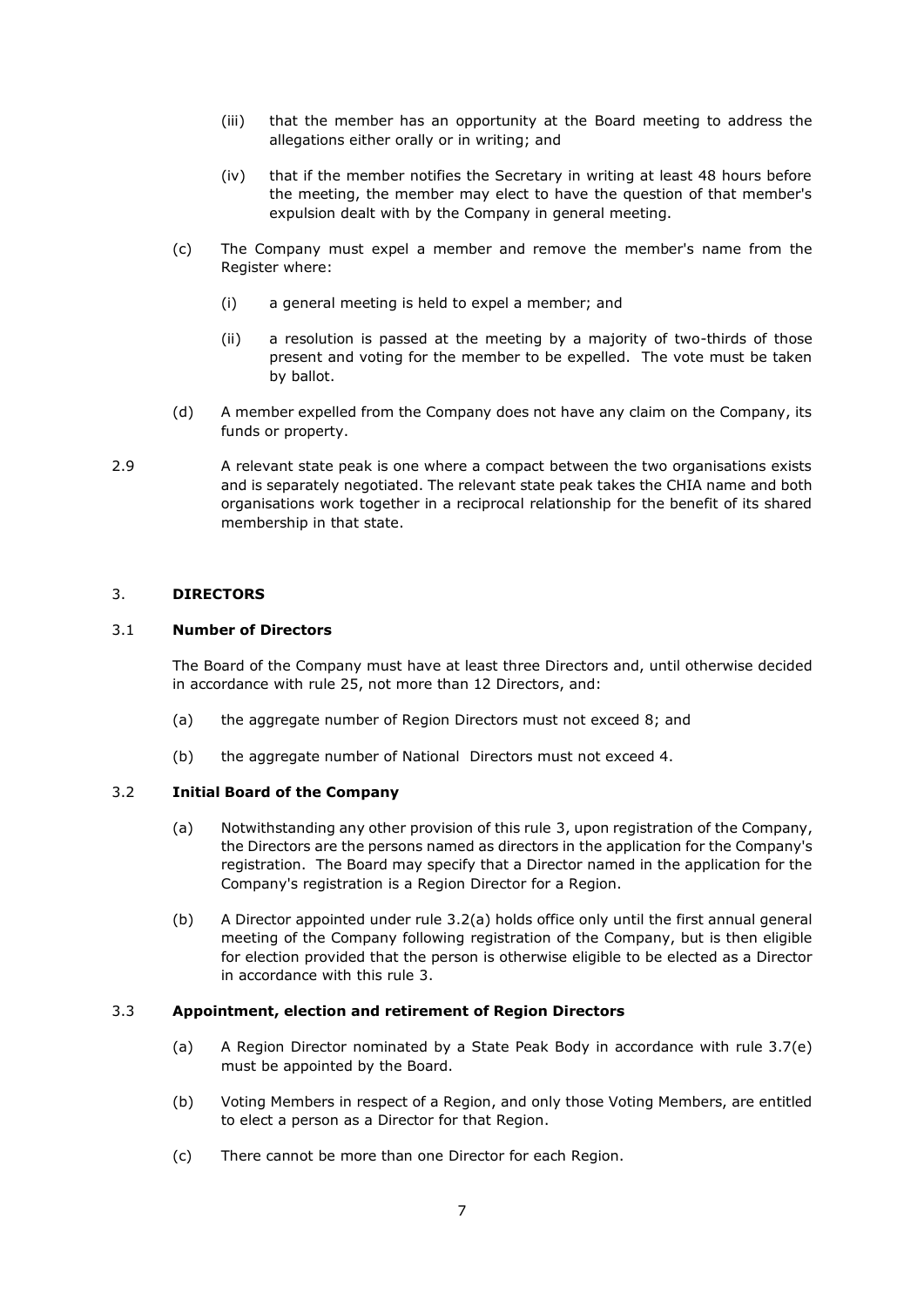(iii) that the member has an opportunity at the Board meeting to address the allegations either orally or in writing; and

(iv) that if the member notifies the Secretary in writing at least 48 hours before the meeting, the member may elect to have the question of that member's expulsion dealt with by the Company in general meeting.

(c) The Company must expel a member and remove the member's name from the Register where:

(i) a general meeting is held to expel a member; and

(ii) a resolution is passed at the meeting by a majority of two-thirds of those present and voting for the member to be expelled. The vote must be taken by ballot.

(d) A member expelled from the Company does not have any claim on the Company, its funds or property.

2.9 A relevant state peak is one where a compact between the two organisations exists and is separately negotiated. The relevant state peak takes the CHIA name and both organisations work together in a reciprocal relationship for the benefit of its shared membership in that state.

## 3. DIRECTORS

### 3.1 Number of Directors

The Board of the Company must have at least three Directors and, until otherwise decided in accordance with rule 25, not more than 12 Directors, and:

(a) the aggregate number of Region Directors must not exceed 8; and

(b) the aggregate number of National Directors must not exceed 4.

### 3.2 Initial Board of the Company

(a) Notwithstanding any other provision of this rule 3, upon registration of the Company, the Directors are the persons named as directors in the application for the Company's registration. The Board may specify that a Director named in the application for the Company's registration is a Region Director for a Region.

(b) A Director appointed under rule 3.2(a) holds office only until the first annual general meeting of the Company following registration of the Company, but is then eligible for election provided that the person is otherwise eligible to be elected as a Director in accordance with this rule 3.

### 3.3 Appointment, election and retirement of Region Directors

(a) A Region Director nominated by a State Peak Body in accordance with rule 3.7(e) must be appointed by the Board.

(b) Voting Members in respect of a Region, and only those Voting Members, are entitled to elect a person as a Director for that Region.

(c) There cannot be more than one Director for each Region.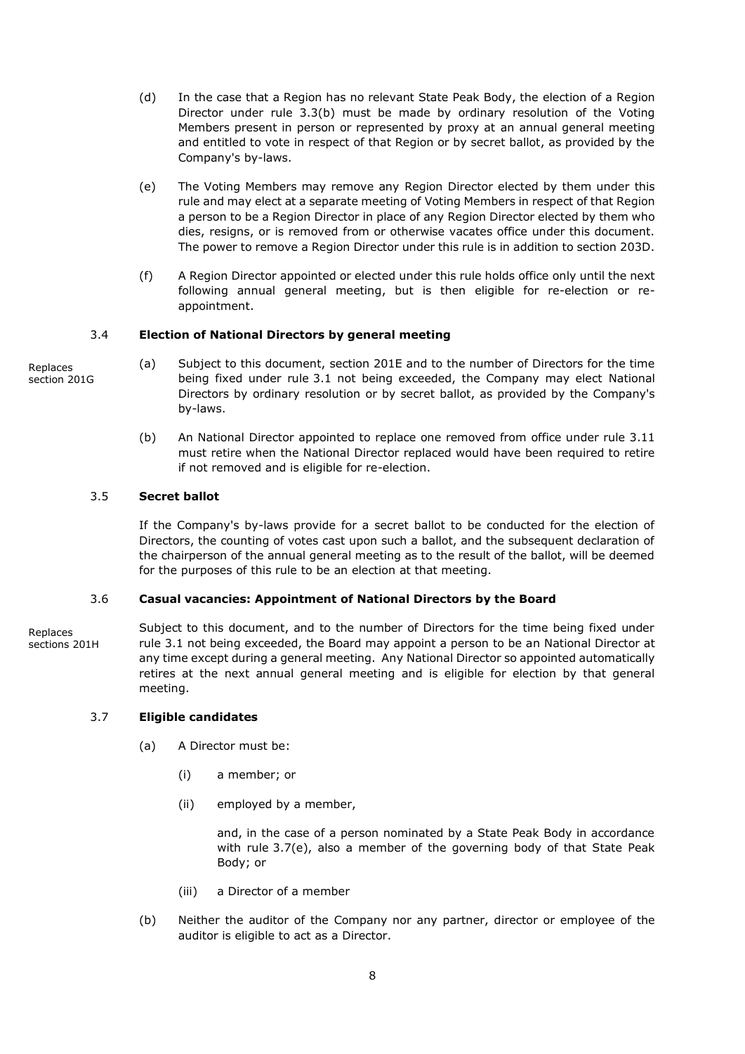(d) In the case that a Region has no relevant State Peak Body, the election of a Region Director under rule 3.3(b) must be made by ordinary resolution of the Voting Members present in person or represented by proxy at an annual general meeting and entitled to vote in respect of that Region or by secret ballot, as provided by the Company's by-laws.

(e) The Voting Members may remove any Region Director elected by them under this rule and may elect at a separate meeting of Voting Members in respect of that Region a person to be a Region Director in place of any Region Director elected by them who dies, resigns, or is removed from or otherwise vacates office under this document. The power to remove a Region Director under this rule is in addition to section 203D.

(f) A Region Director appointed or elected under this rule holds office only until the next following annual general meeting, but is then eligible for re-election or re-appointment.

### 3.4 Election of National Directors by general meeting

Replaces section 201G

(a) Subject to this document, section 201E and to the number of Directors for the time being fixed under rule 3.1 not being exceeded, the Company may elect National Directors by ordinary resolution or by secret ballot, as provided by the Company's by-laws.

(b) An National Director appointed to replace one removed from office under rule 3.11 must retire when the National Director replaced would have been required to retire if not removed and is eligible for re-election.

### 3.5 Secret ballot

If the Company's by-laws provide for a secret ballot to be conducted for the election of Directors, the counting of votes cast upon such a ballot, and the subsequent declaration of the chairperson of the annual general meeting as to the result of the ballot, will be deemed for the purposes of this rule to be an election at that meeting.

### 3.6 Casual vacancies: Appointment of National Directors by the Board

Replaces sections 201H

Subject to this document, and to the number of Directors for the time being fixed under rule 3.1 not being exceeded, the Board may appoint a person to be an National Director at any time except during a general meeting. Any National Director so appointed automatically retires at the next annual general meeting and is eligible for election by that general meeting.

### 3.7 Eligible candidates

(a) A Director must be:

   (i) a member; or

   (ii) employed by a member,

   and, in the case of a person nominated by a State Peak Body in accordance with rule 3.7(e), also a member of the governing body of that State Peak Body; or

   (iii) a Director of a member

(b) Neither the auditor of the Company nor any partner, director or employee of the auditor is eligible to act as a Director.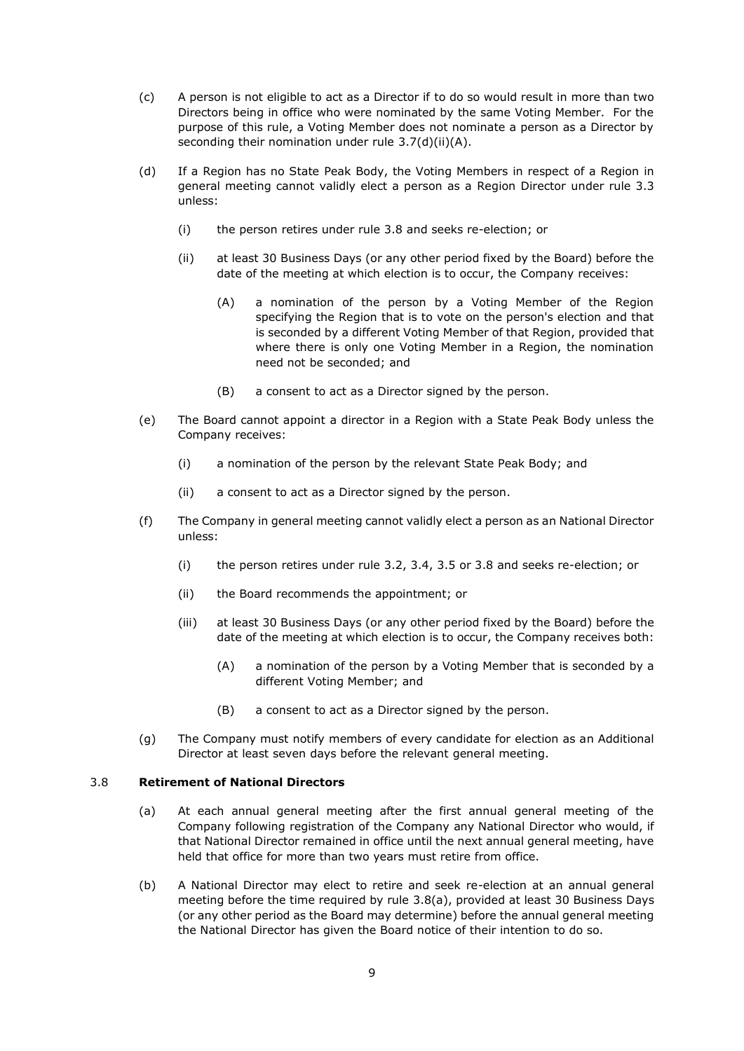(c) A person is not eligible to act as a Director if to do so would result in more than two Directors being in office who were nominated by the same Voting Member. For the purpose of this rule, a Voting Member does not nominate a person as a Director by seconding their nomination under rule 3.7(d)(ii)(A).

(d) If a Region has no State Peak Body, the Voting Members in respect of a Region in general meeting cannot validly elect a person as a Region Director under rule 3.3 unless:

   (i) the person retires under rule 3.8 and seeks re-election; or

   (ii) at least 30 Business Days (or any other period fixed by the Board) before the date of the meeting at which election is to occur, the Company receives:

      (A) a nomination of the person by a Voting Member of the Region specifying the Region that is to vote on the person's election and that is seconded by a different Voting Member of that Region, provided that where there is only one Voting Member in a Region, the nomination need not be seconded; and

      (B) a consent to act as a Director signed by the person.

(e) The Board cannot appoint a director in a Region with a State Peak Body unless the Company receives:

   (i) a nomination of the person by the relevant State Peak Body; and

   (ii) a consent to act as a Director signed by the person.

(f) The Company in general meeting cannot validly elect a person as an National Director unless:

   (i) the person retires under rule 3.2, 3.4, 3.5 or 3.8 and seeks re-election; or

   (ii) the Board recommends the appointment; or

   (iii) at least 30 Business Days (or any other period fixed by the Board) before the date of the meeting at which election is to occur, the Company receives both:

      (A) a nomination of the person by a Voting Member that is seconded by a different Voting Member; and

      (B) a consent to act as a Director signed by the person.

(g) The Company must notify members of every candidate for election as an Additional Director at least seven days before the relevant general meeting.

### 3.8 Retirement of National Directors

(a) At each annual general meeting after the first annual general meeting of the Company following registration of the Company any National Director who would, if that National Director remained in office until the next annual general meeting, have held that office for more than two years must retire from office.

(b) A National Director may elect to retire and seek re-election at an annual general meeting before the time required by rule 3.8(a), provided at least 30 Business Days (or any other period as the Board may determine) before the annual general meeting the National Director has given the Board notice of their intention to do so.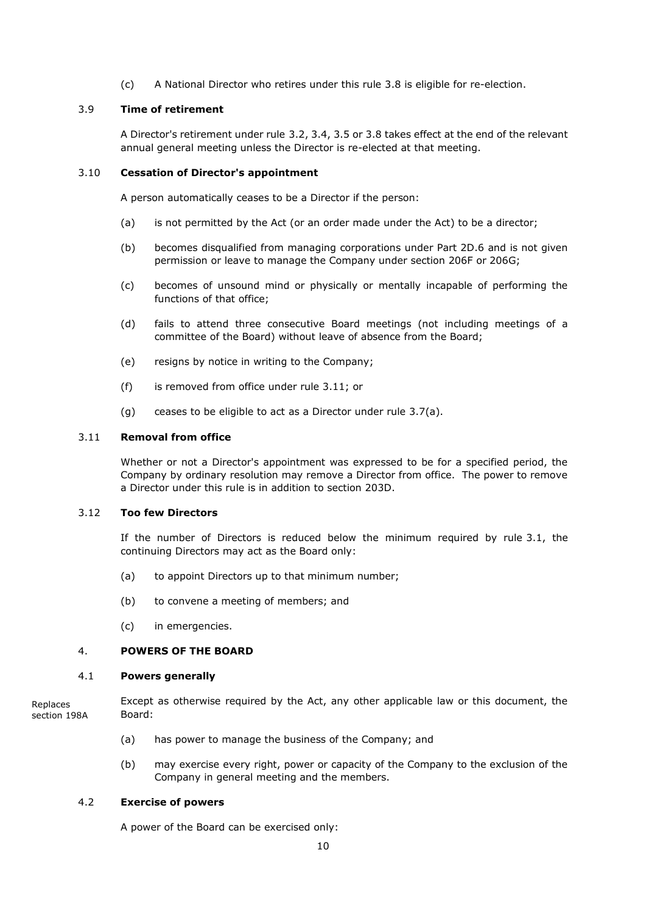(c) A National Director who retires under this rule 3.8 is eligible for re-election.

### 3.9 Time of retirement

A Director's retirement under rule 3.2, 3.4, 3.5 or 3.8 takes effect at the end of the relevant annual general meeting unless the Director is re-elected at that meeting.

### 3.10 Cessation of Director's appointment

A person automatically ceases to be a Director if the person:

(a) is not permitted by the Act (or an order made under the Act) to be a director;

(b) becomes disqualified from managing corporations under Part 2D.6 and is not given permission or leave to manage the Company under section 206F or 206G;

(c) becomes of unsound mind or physically or mentally incapable of performing the functions of that office;

(d) fails to attend three consecutive Board meetings (not including meetings of a committee of the Board) without leave of absence from the Board;

(e) resigns by notice in writing to the Company;

(f) is removed from office under rule 3.11; or

(g) ceases to be eligible to act as a Director under rule 3.7(a).

### 3.11 Removal from office

Whether or not a Director's appointment was expressed to be for a specified period, the Company by ordinary resolution may remove a Director from office. The power to remove a Director under this rule is in addition to section 203D.

### 3.12 Too few Directors

If the number of Directors is reduced below the minimum required by rule 3.1, the continuing Directors may act as the Board only:

(a) to appoint Directors up to that minimum number;

(b) to convene a meeting of members; and

(c) in emergencies.

## 4. POWERS OF THE BOARD

### 4.1 Powers generally

Replaces section 198A

Except as otherwise required by the Act, any other applicable law or this document, the Board:

(a) has power to manage the business of the Company; and

(b) may exercise every right, power or capacity of the Company to the exclusion of the Company in general meeting and the members.

### 4.2 Exercise of powers

A power of the Board can be exercised only: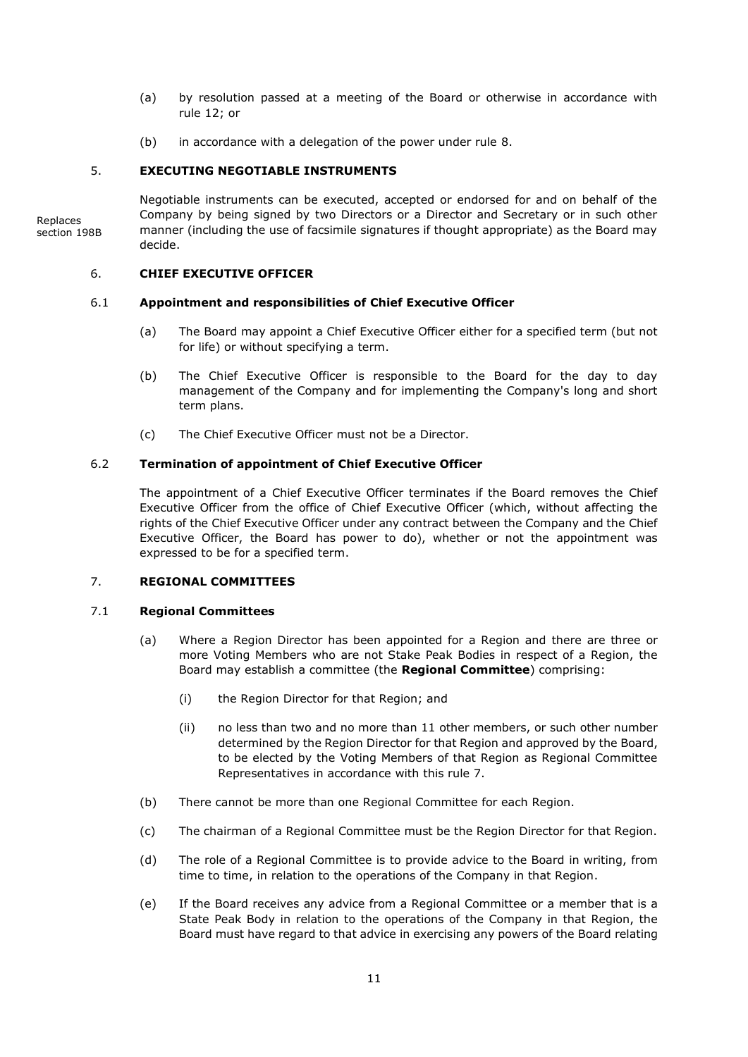(a) by resolution passed at a meeting of the Board or otherwise in accordance with rule 12; or

(b) in accordance with a delegation of the power under rule 8.

## 5. EXECUTING NEGOTIABLE INSTRUMENTS

Replaces section 198B

Negotiable instruments can be executed, accepted or endorsed for and on behalf of the Company by being signed by two Directors or a Director and Secretary or in such other manner (including the use of facsimile signatures if thought appropriate) as the Board may decide.

## 6. CHIEF EXECUTIVE OFFICER

### 6.1 Appointment and responsibilities of Chief Executive Officer

(a) The Board may appoint a Chief Executive Officer either for a specified term (but not for life) or without specifying a term.

(b) The Chief Executive Officer is responsible to the Board for the day to day management of the Company and for implementing the Company's long and short term plans.

(c) The Chief Executive Officer must not be a Director.

### 6.2 Termination of appointment of Chief Executive Officer

The appointment of a Chief Executive Officer terminates if the Board removes the Chief Executive Officer from the office of Chief Executive Officer (which, without affecting the rights of the Chief Executive Officer under any contract between the Company and the Chief Executive Officer, the Board has power to do), whether or not the appointment was expressed to be for a specified term.

## 7. REGIONAL COMMITTEES

### 7.1 Regional Committees

(a) Where a Region Director has been appointed for a Region and there are three or more Voting Members who are not Stake Peak Bodies in respect of a Region, the Board may establish a committee (the **Regional Committee**) comprising:

(i) the Region Director for that Region; and

(ii) no less than two and no more than 11 other members, or such other number determined by the Region Director for that Region and approved by the Board, to be elected by the Voting Members of that Region as Regional Committee Representatives in accordance with this rule 7.

(b) There cannot be more than one Regional Committee for each Region.

(c) The chairman of a Regional Committee must be the Region Director for that Region.

(d) The role of a Regional Committee is to provide advice to the Board in writing, from time to time, in relation to the operations of the Company in that Region.

(e) If the Board receives any advice from a Regional Committee or a member that is a State Peak Body in relation to the operations of the Company in that Region, the Board must have regard to that advice in exercising any powers of the Board relating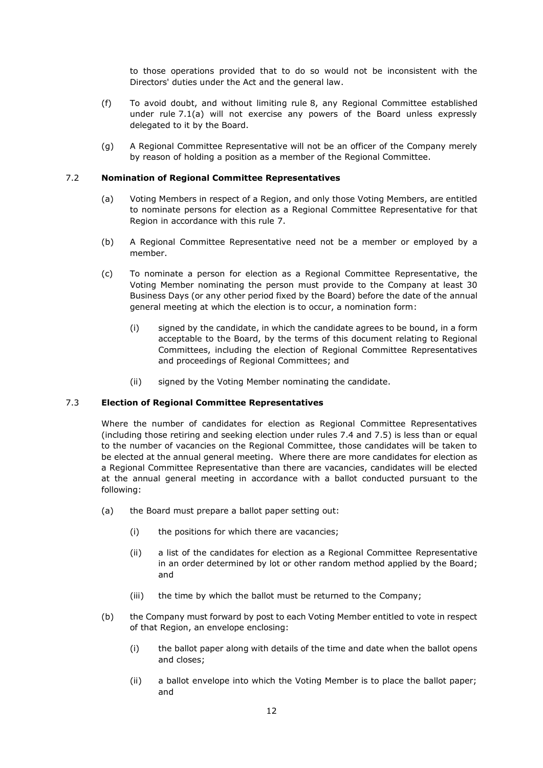to those operations provided that to do so would not be inconsistent with the Directors' duties under the Act and the general law.

(f) To avoid doubt, and without limiting rule 8, any Regional Committee established under rule 7.1(a) will not exercise any powers of the Board unless expressly delegated to it by the Board.

(g) A Regional Committee Representative will not be an officer of the Company merely by reason of holding a position as a member of the Regional Committee.

### 7.2 **Nomination of Regional Committee Representatives**

(a) Voting Members in respect of a Region, and only those Voting Members, are entitled to nominate persons for election as a Regional Committee Representative for that Region in accordance with this rule 7.

(b) A Regional Committee Representative need not be a member or employed by a member.

(c) To nominate a person for election as a Regional Committee Representative, the Voting Member nominating the person must provide to the Company at least 30 Business Days (or any other period fixed by the Board) before the date of the annual general meeting at which the election is to occur, a nomination form:

(i) signed by the candidate, in which the candidate agrees to be bound, in a form acceptable to the Board, by the terms of this document relating to Regional Committees, including the election of Regional Committee Representatives and proceedings of Regional Committees; and

(ii) signed by the Voting Member nominating the candidate.

### 7.3 **Election of Regional Committee Representatives**

Where the number of candidates for election as Regional Committee Representatives (including those retiring and seeking election under rules 7.4 and 7.5) is less than or equal to the number of vacancies on the Regional Committee, those candidates will be taken to be elected at the annual general meeting. Where there are more candidates for election as a Regional Committee Representative than there are vacancies, candidates will be elected at the annual general meeting in accordance with a ballot conducted pursuant to the following:

(a) the Board must prepare a ballot paper setting out:

(i) the positions for which there are vacancies;

(ii) a list of the candidates for election as a Regional Committee Representative in an order determined by lot or other random method applied by the Board; and

(iii) the time by which the ballot must be returned to the Company;

(b) the Company must forward by post to each Voting Member entitled to vote in respect of that Region, an envelope enclosing:

(i) the ballot paper along with details of the time and date when the ballot opens and closes;

(ii) a ballot envelope into which the Voting Member is to place the ballot paper; and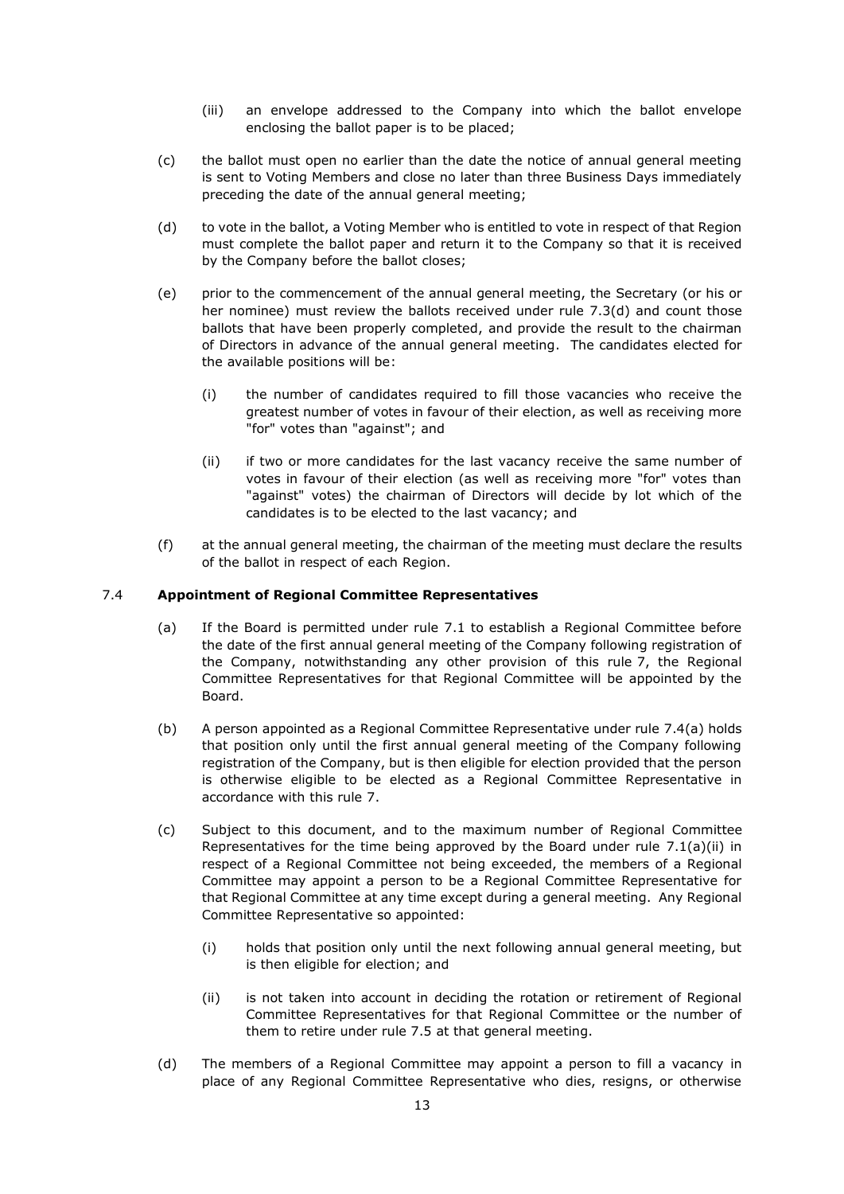(iii) an envelope addressed to the Company into which the ballot envelope enclosing the ballot paper is to be placed;

(c) the ballot must open no earlier than the date the notice of annual general meeting is sent to Voting Members and close no later than three Business Days immediately preceding the date of the annual general meeting;

(d) to vote in the ballot, a Voting Member who is entitled to vote in respect of that Region must complete the ballot paper and return it to the Company so that it is received by the Company before the ballot closes;

(e) prior to the commencement of the annual general meeting, the Secretary (or his or her nominee) must review the ballots received under rule 7.3(d) and count those ballots that have been properly completed, and provide the result to the chairman of Directors in advance of the annual general meeting. The candidates elected for the available positions will be:

   (i) the number of candidates required to fill those vacancies who receive the greatest number of votes in favour of their election, as well as receiving more "for" votes than "against"; and

   (ii) if two or more candidates for the last vacancy receive the same number of votes in favour of their election (as well as receiving more "for" votes than "against" votes) the chairman of Directors will decide by lot which of the candidates is to be elected to the last vacancy; and

(f) at the annual general meeting, the chairman of the meeting must declare the results of the ballot in respect of each Region.

### 7.4 **Appointment of Regional Committee Representatives**

(a) If the Board is permitted under rule 7.1 to establish a Regional Committee before the date of the first annual general meeting of the Company following registration of the Company, notwithstanding any other provision of this rule 7, the Regional Committee Representatives for that Regional Committee will be appointed by the Board.

(b) A person appointed as a Regional Committee Representative under rule 7.4(a) holds that position only until the first annual general meeting of the Company following registration of the Company, but is then eligible for election provided that the person is otherwise eligible to be elected as a Regional Committee Representative in accordance with this rule 7.

(c) Subject to this document, and to the maximum number of Regional Committee Representatives for the time being approved by the Board under rule 7.1(a)(ii) in respect of a Regional Committee not being exceeded, the members of a Regional Committee may appoint a person to be a Regional Committee Representative for that Regional Committee at any time except during a general meeting. Any Regional Committee Representative so appointed:

   (i) holds that position only until the next following annual general meeting, but is then eligible for election; and

   (ii) is not taken into account in deciding the rotation or retirement of Regional Committee Representatives for that Regional Committee or the number of them to retire under rule 7.5 at that general meeting.

(d) The members of a Regional Committee may appoint a person to fill a vacancy in place of any Regional Committee Representative who dies, resigns, or otherwise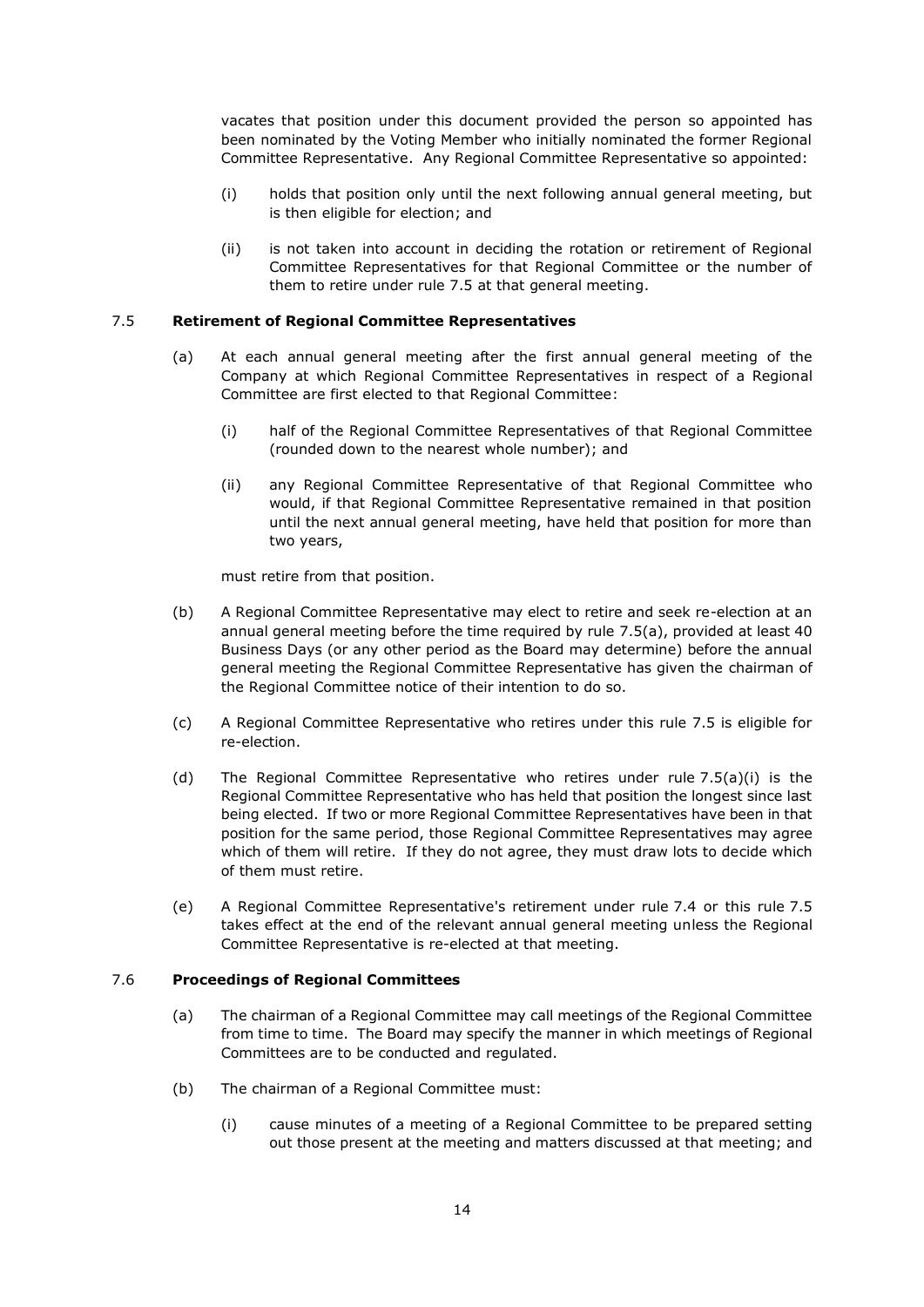vacates that position under this document provided the person so appointed has been nominated by the Voting Member who initially nominated the former Regional Committee Representative. Any Regional Committee Representative so appointed:

(i) holds that position only until the next following annual general meeting, but is then eligible for election; and

(ii) is not taken into account in deciding the rotation or retirement of Regional Committee Representatives for that Regional Committee or the number of them to retire under rule 7.5 at that general meeting.

### 7.5 **Retirement of Regional Committee Representatives**

(a) At each annual general meeting after the first annual general meeting of the Company at which Regional Committee Representatives in respect of a Regional Committee are first elected to that Regional Committee:

(i) half of the Regional Committee Representatives of that Regional Committee (rounded down to the nearest whole number); and

(ii) any Regional Committee Representative of that Regional Committee who would, if that Regional Committee Representative remained in that position until the next annual general meeting, have held that position for more than two years,

must retire from that position.

(b) A Regional Committee Representative may elect to retire and seek re-election at an annual general meeting before the time required by rule 7.5(a), provided at least 40 Business Days (or any other period as the Board may determine) before the annual general meeting the Regional Committee Representative has given the chairman of the Regional Committee notice of their intention to do so.

(c) A Regional Committee Representative who retires under this rule 7.5 is eligible for re-election.

(d) The Regional Committee Representative who retires under rule 7.5(a)(i) is the Regional Committee Representative who has held that position the longest since last being elected. If two or more Regional Committee Representatives have been in that position for the same period, those Regional Committee Representatives may agree which of them will retire. If they do not agree, they must draw lots to decide which of them must retire.

(e) A Regional Committee Representative's retirement under rule 7.4 or this rule 7.5 takes effect at the end of the relevant annual general meeting unless the Regional Committee Representative is re-elected at that meeting.

### 7.6 **Proceedings of Regional Committees**

(a) The chairman of a Regional Committee may call meetings of the Regional Committee from time to time. The Board may specify the manner in which meetings of Regional Committees are to be conducted and regulated.

(b) The chairman of a Regional Committee must:

(i) cause minutes of a meeting of a Regional Committee to be prepared setting out those present at the meeting and matters discussed at that meeting; and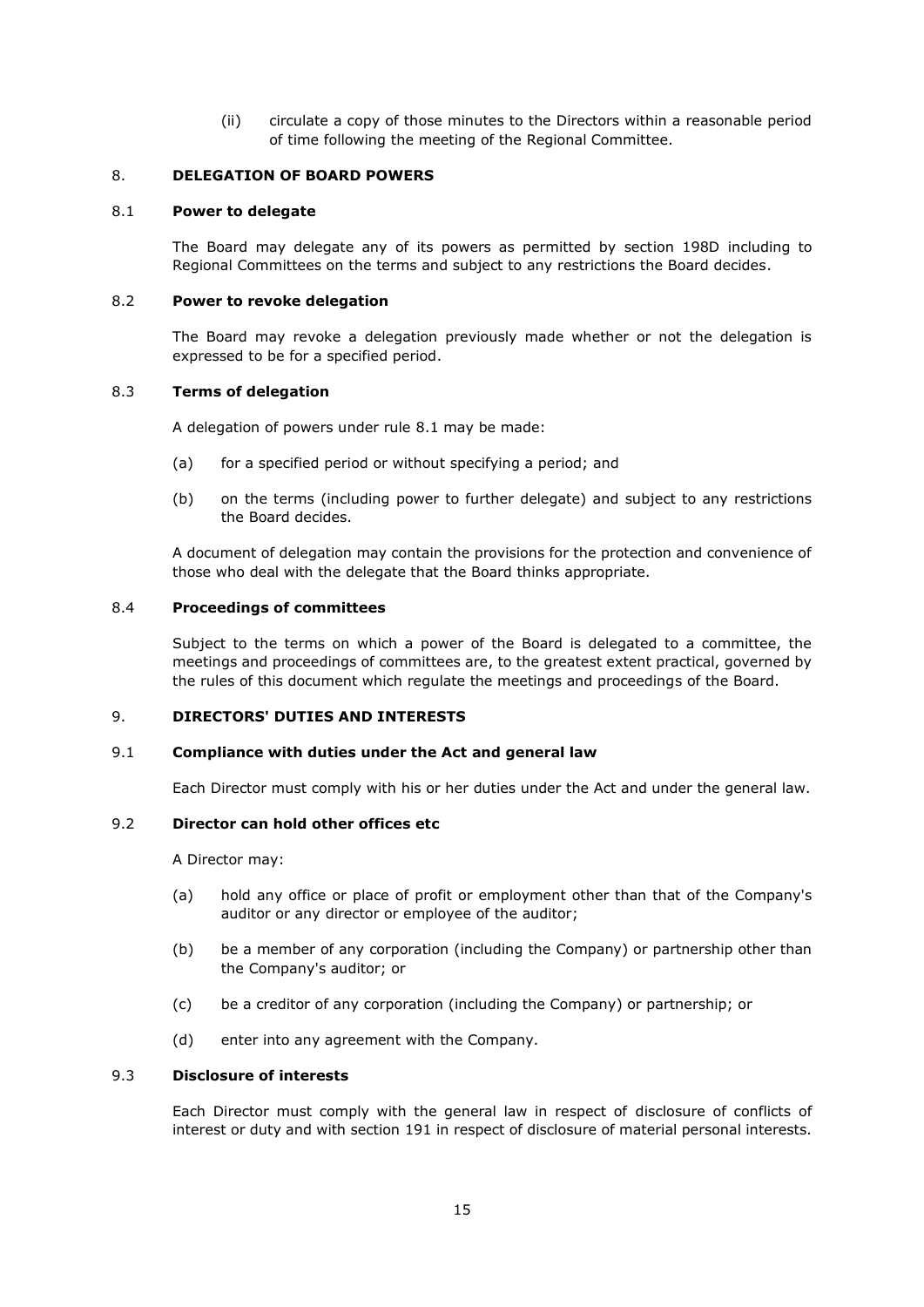(ii) circulate a copy of those minutes to the Directors within a reasonable period of time following the meeting of the Regional Committee.

## 8. DELEGATION OF BOARD POWERS

### 8.1 Power to delegate

The Board may delegate any of its powers as permitted by section 198D including to Regional Committees on the terms and subject to any restrictions the Board decides.

### 8.2 Power to revoke delegation

The Board may revoke a delegation previously made whether or not the delegation is expressed to be for a specified period.

### 8.3 Terms of delegation

A delegation of powers under rule 8.1 may be made:

(a) for a specified period or without specifying a period; and

(b) on the terms (including power to further delegate) and subject to any restrictions the Board decides.

A document of delegation may contain the provisions for the protection and convenience of those who deal with the delegate that the Board thinks appropriate.

### 8.4 Proceedings of committees

Subject to the terms on which a power of the Board is delegated to a committee, the meetings and proceedings of committees are, to the greatest extent practical, governed by the rules of this document which regulate the meetings and proceedings of the Board.

## 9. DIRECTORS' DUTIES AND INTERESTS

### 9.1 Compliance with duties under the Act and general law

Each Director must comply with his or her duties under the Act and under the general law.

### 9.2 Director can hold other offices etc

A Director may:

(a) hold any office or place of profit or employment other than that of the Company's auditor or any director or employee of the auditor;

(b) be a member of any corporation (including the Company) or partnership other than the Company's auditor; or

(c) be a creditor of any corporation (including the Company) or partnership; or

(d) enter into any agreement with the Company.

### 9.3 Disclosure of interests

Each Director must comply with the general law in respect of disclosure of conflicts of interest or duty and with section 191 in respect of disclosure of material personal interests.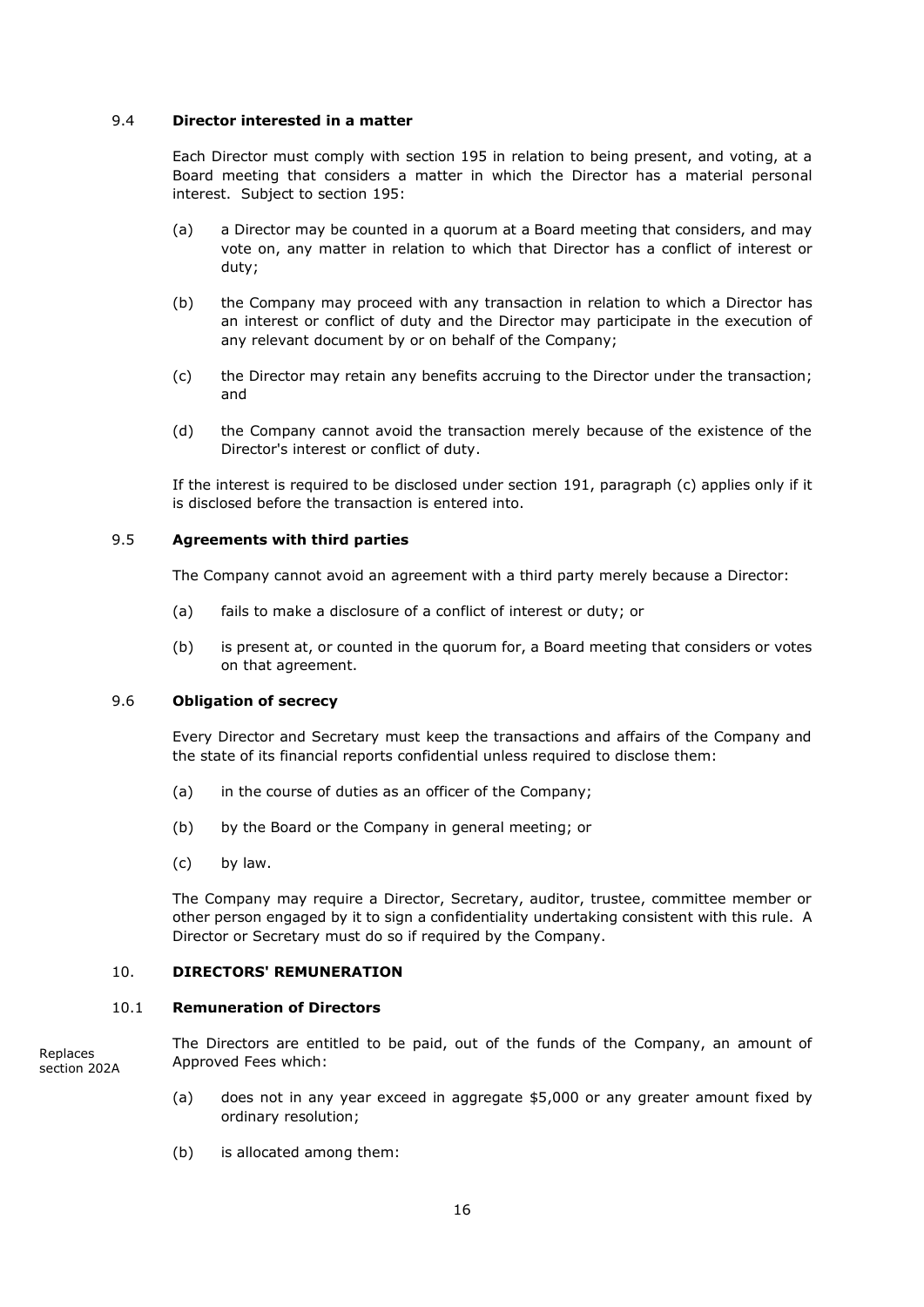### 9.4 Director interested in a matter

Each Director must comply with section 195 in relation to being present, and voting, at a Board meeting that considers a matter in which the Director has a material personal interest. Subject to section 195:

(a) a Director may be counted in a quorum at a Board meeting that considers, and may vote on, any matter in relation to which that Director has a conflict of interest or duty;

(b) the Company may proceed with any transaction in relation to which a Director has an interest or conflict of duty and the Director may participate in the execution of any relevant document by or on behalf of the Company;

(c) the Director may retain any benefits accruing to the Director under the transaction; and

(d) the Company cannot avoid the transaction merely because of the existence of the Director's interest or conflict of duty.

If the interest is required to be disclosed under section 191, paragraph (c) applies only if it is disclosed before the transaction is entered into.

### 9.5 Agreements with third parties

The Company cannot avoid an agreement with a third party merely because a Director:

(a) fails to make a disclosure of a conflict of interest or duty; or

(b) is present at, or counted in the quorum for, a Board meeting that considers or votes on that agreement.

### 9.6 Obligation of secrecy

Every Director and Secretary must keep the transactions and affairs of the Company and the state of its financial reports confidential unless required to disclose them:

(a) in the course of duties as an officer of the Company;

(b) by the Board or the Company in general meeting; or

(c) by law.

The Company may require a Director, Secretary, auditor, trustee, committee member or other person engaged by it to sign a confidentiality undertaking consistent with this rule. A Director or Secretary must do so if required by the Company.

## 10. DIRECTORS' REMUNERATION

### 10.1 Remuneration of Directors

Replaces section 202A

The Directors are entitled to be paid, out of the funds of the Company, an amount of Approved Fees which:

(a) does not in any year exceed in aggregate $5,000 or any greater amount fixed by ordinary resolution;

(b) is allocated among them: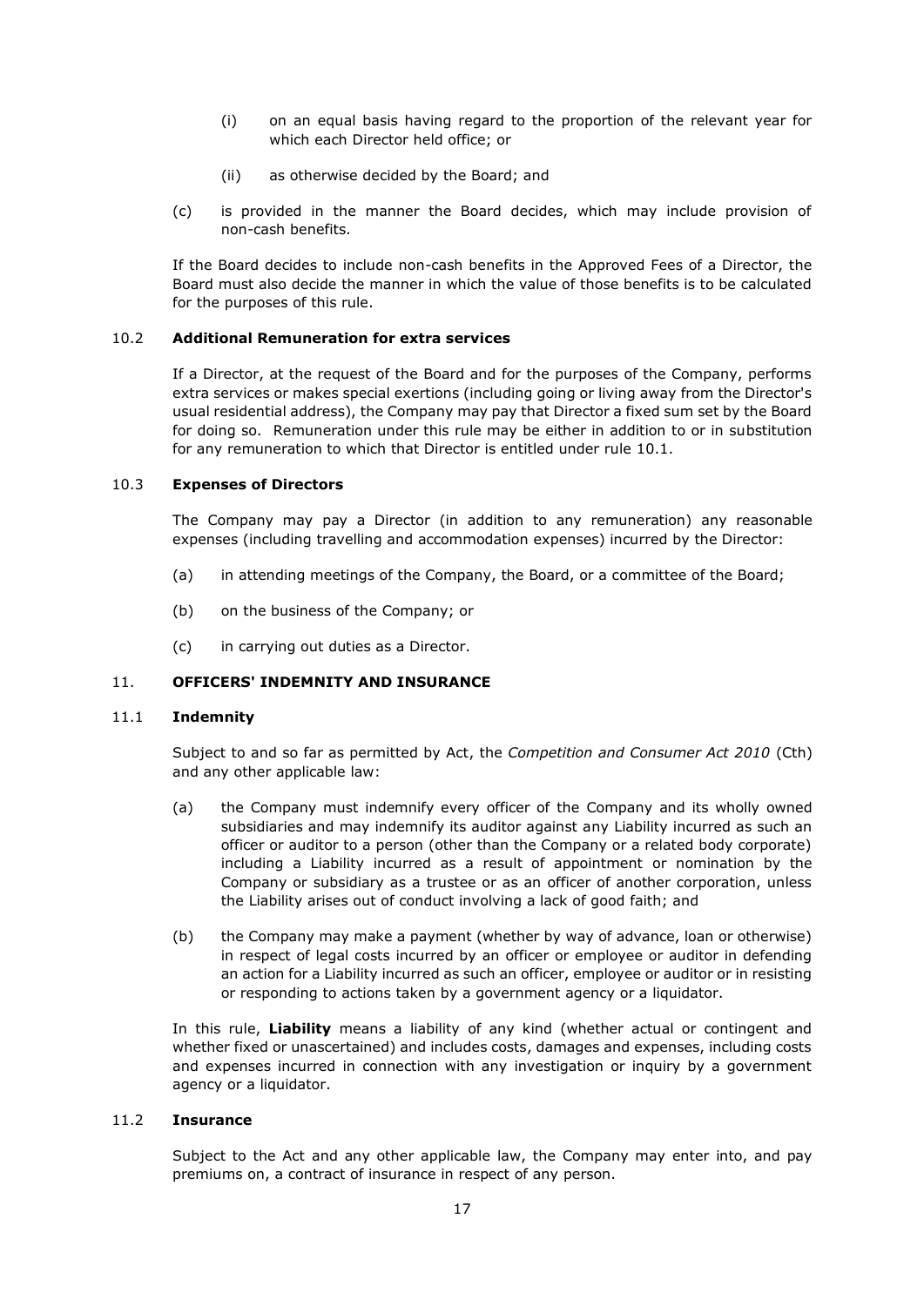(i) on an equal basis having regard to the proportion of the relevant year for which each Director held office; or

(ii) as otherwise decided by the Board; and

(c) is provided in the manner the Board decides, which may include provision of non-cash benefits.

If the Board decides to include non-cash benefits in the Approved Fees of a Director, the Board must also decide the manner in which the value of those benefits is to be calculated for the purposes of this rule.

### 10.2 Additional Remuneration for extra services

If a Director, at the request of the Board and for the purposes of the Company, performs extra services or makes special exertions (including going or living away from the Director's usual residential address), the Company may pay that Director a fixed sum set by the Board for doing so. Remuneration under this rule may be either in addition to or in substitution for any remuneration to which that Director is entitled under rule 10.1.

### 10.3 Expenses of Directors

The Company may pay a Director (in addition to any remuneration) any reasonable expenses (including travelling and accommodation expenses) incurred by the Director:

(a) in attending meetings of the Company, the Board, or a committee of the Board;

(b) on the business of the Company; or

(c) in carrying out duties as a Director.

## 11. OFFICERS' INDEMNITY AND INSURANCE

### 11.1 Indemnity

Subject to and so far as permitted by Act, the *Competition and Consumer Act 2010* (Cth) and any other applicable law:

(a) the Company must indemnify every officer of the Company and its wholly owned subsidiaries and may indemnify its auditor against any Liability incurred as such an officer or auditor to a person (other than the Company or a related body corporate) including a Liability incurred as a result of appointment or nomination by the Company or subsidiary as a trustee or as an officer of another corporation, unless the Liability arises out of conduct involving a lack of good faith; and

(b) the Company may make a payment (whether by way of advance, loan or otherwise) in respect of legal costs incurred by an officer or employee or auditor in defending an action for a Liability incurred as such an officer, employee or auditor or in resisting or responding to actions taken by a government agency or a liquidator.

In this rule, **Liability** means a liability of any kind (whether actual or contingent and whether fixed or unascertained) and includes costs, damages and expenses, including costs and expenses incurred in connection with any investigation or inquiry by a government agency or a liquidator.

### 11.2 Insurance

Subject to the Act and any other applicable law, the Company may enter into, and pay premiums on, a contract of insurance in respect of any person.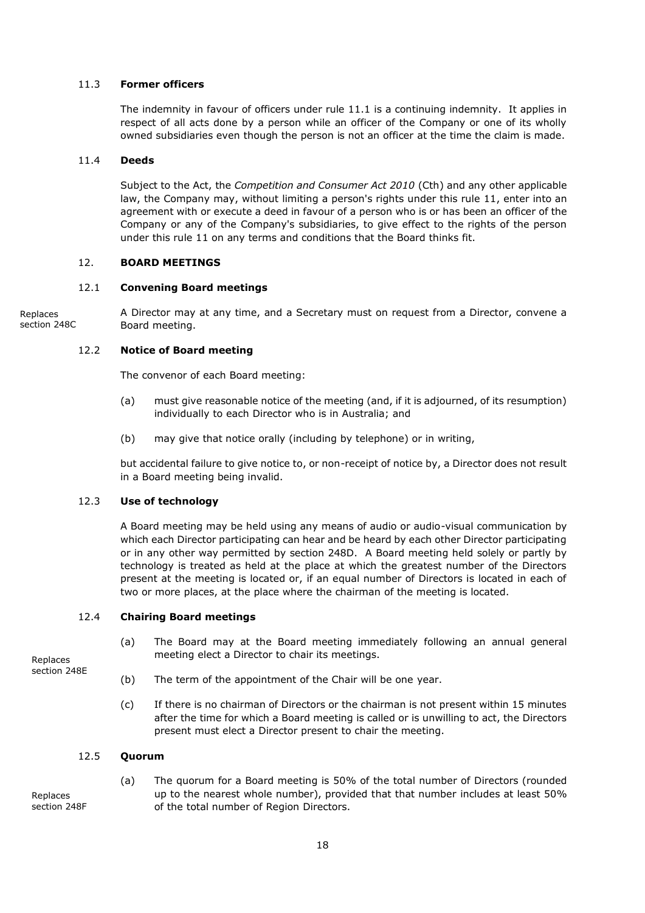### 11.3 **Former officers**

The indemnity in favour of officers under rule 11.1 is a continuing indemnity. It applies in respect of all acts done by a person while an officer of the Company or one of its wholly owned subsidiaries even though the person is not an officer at the time the claim is made.

### 11.4 **Deeds**

Subject to the Act, the *Competition and Consumer Act 2010* (Cth) and any other applicable law, the Company may, without limiting a person's rights under this rule 11, enter into an agreement with or execute a deed in favour of a person who is or has been an officer of the Company or any of the Company's subsidiaries, to give effect to the rights of the person under this rule 11 on any terms and conditions that the Board thinks fit.

## 12. **BOARD MEETINGS**

### 12.1 **Convening Board meetings**

Replaces section 248C

A Director may at any time, and a Secretary must on request from a Director, convene a Board meeting.

### 12.2 **Notice of Board meeting**

The convenor of each Board meeting:

(a) must give reasonable notice of the meeting (and, if it is adjourned, of its resumption) individually to each Director who is in Australia; and

(b) may give that notice orally (including by telephone) or in writing,

but accidental failure to give notice to, or non-receipt of notice by, a Director does not result in a Board meeting being invalid.

### 12.3 **Use of technology**

A Board meeting may be held using any means of audio or audio-visual communication by which each Director participating can hear and be heard by each other Director participating or in any other way permitted by section 248D. A Board meeting held solely or partly by technology is treated as held at the place at which the greatest number of the Directors present at the meeting is located or, if an equal number of Directors is located in each of two or more places, at the place where the chairman of the meeting is located.

### 12.4 **Chairing Board meetings**

Replaces section 248E

(a) The Board may at the Board meeting immediately following an annual general meeting elect a Director to chair its meetings.

(b) The term of the appointment of the Chair will be one year.

(c) If there is no chairman of Directors or the chairman is not present within 15 minutes after the time for which a Board meeting is called or is unwilling to act, the Directors present must elect a Director present to chair the meeting.

### 12.5 **Quorum**

Replaces section 248F

(a) The quorum for a Board meeting is 50% of the total number of Directors (rounded up to the nearest whole number), provided that that number includes at least 50% of the total number of Region Directors.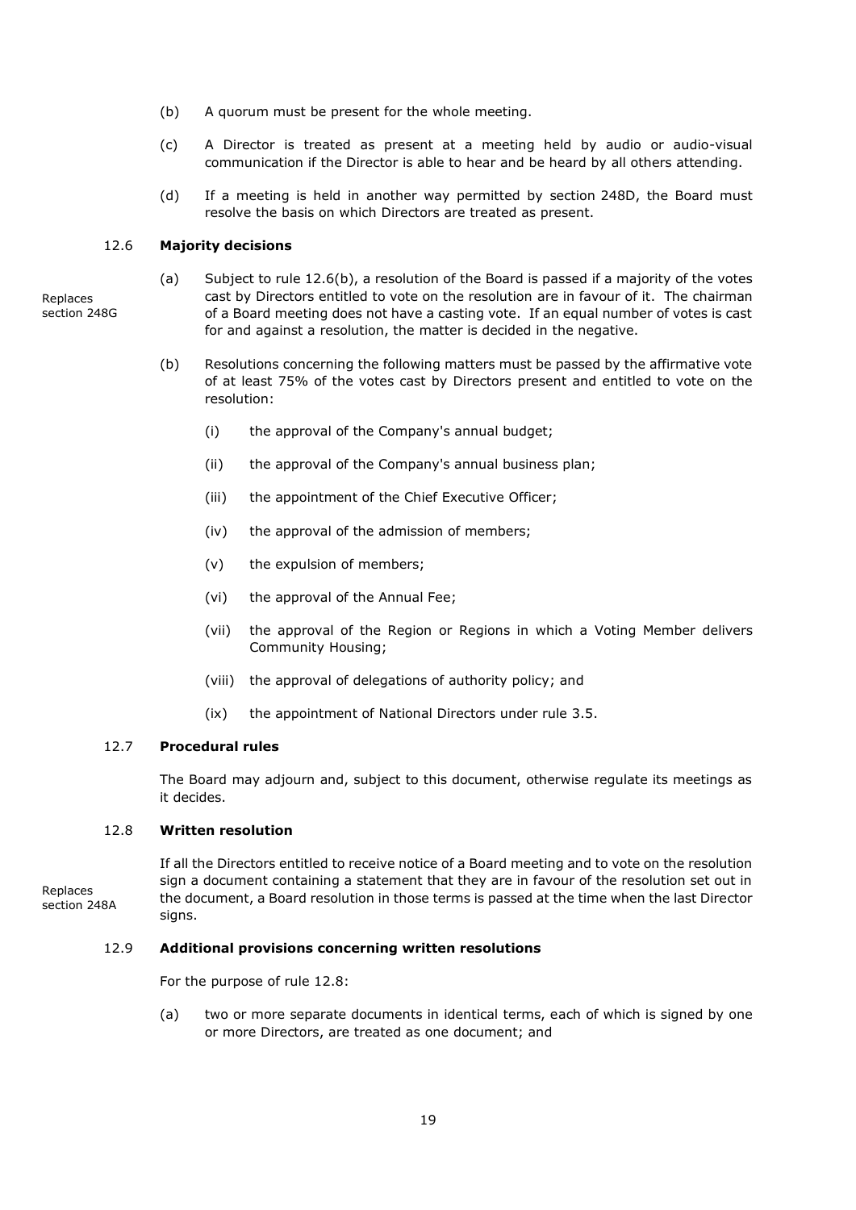(b) A quorum must be present for the whole meeting.

(c) A Director is treated as present at a meeting held by audio or audio-visual communication if the Director is able to hear and be heard by all others attending.

(d) If a meeting is held in another way permitted by section 248D, the Board must resolve the basis on which Directors are treated as present.

### 12.6 Majority decisions

Replaces section 248G

(a) Subject to rule 12.6(b), a resolution of the Board is passed if a majority of the votes cast by Directors entitled to vote on the resolution are in favour of it. The chairman of a Board meeting does not have a casting vote. If an equal number of votes is cast for and against a resolution, the matter is decided in the negative.

(b) Resolutions concerning the following matters must be passed by the affirmative vote of at least 75% of the votes cast by Directors present and entitled to vote on the resolution:

(i) the approval of the Company's annual budget;

(ii) the approval of the Company's annual business plan;

(iii) the appointment of the Chief Executive Officer;

(iv) the approval of the admission of members;

(v) the expulsion of members;

(vi) the approval of the Annual Fee;

(vii) the approval of the Region or Regions in which a Voting Member delivers Community Housing;

(viii) the approval of delegations of authority policy; and

(ix) the appointment of National Directors under rule 3.5.

### 12.7 Procedural rules

The Board may adjourn and, subject to this document, otherwise regulate its meetings as it decides.

### 12.8 Written resolution

Replaces section 248A

If all the Directors entitled to receive notice of a Board meeting and to vote on the resolution sign a document containing a statement that they are in favour of the resolution set out in the document, a Board resolution in those terms is passed at the time when the last Director signs.

### 12.9 Additional provisions concerning written resolutions

For the purpose of rule 12.8:

(a) two or more separate documents in identical terms, each of which is signed by one or more Directors, are treated as one document; and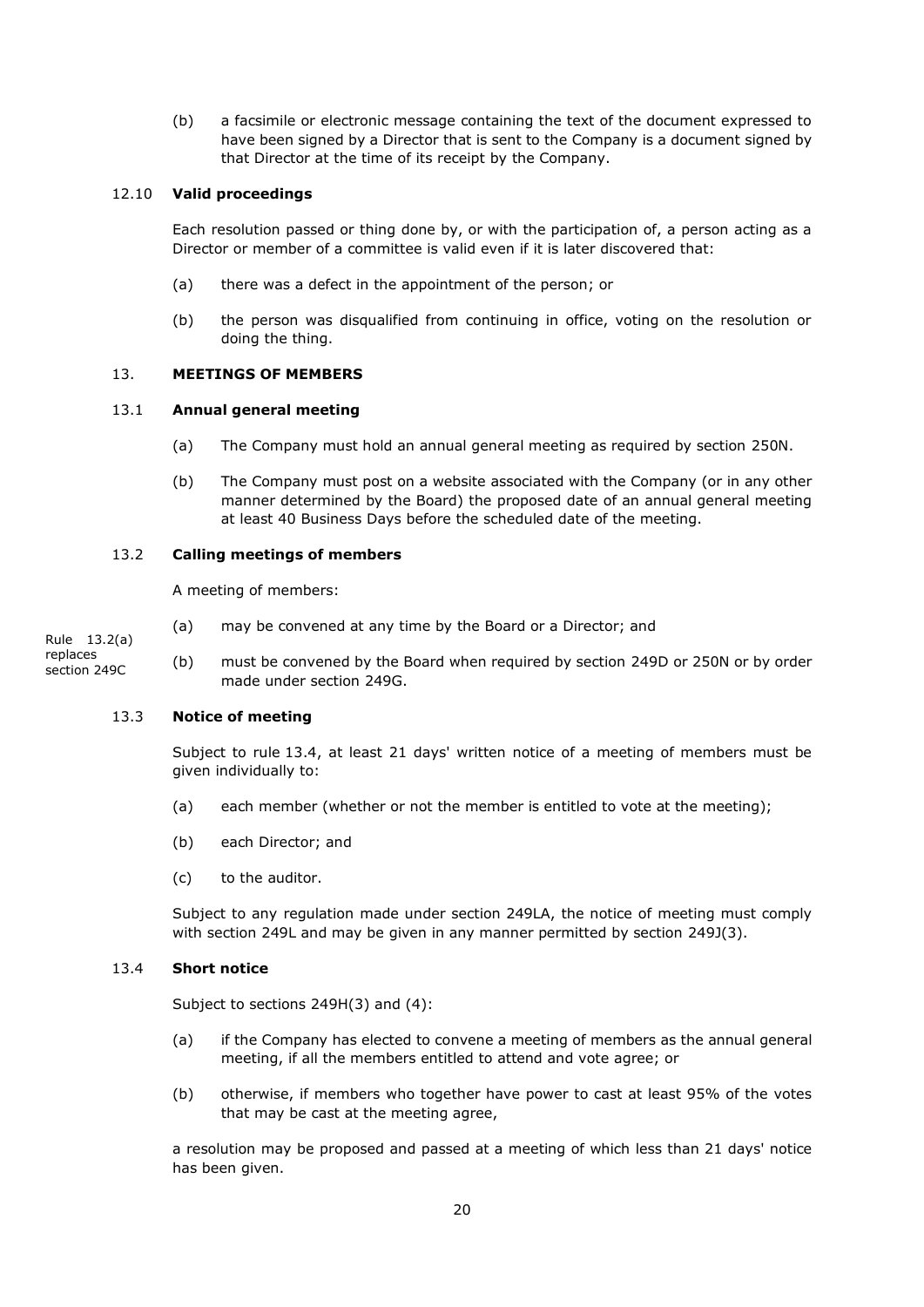(b) a facsimile or electronic message containing the text of the document expressed to have been signed by a Director that is sent to the Company is a document signed by that Director at the time of its receipt by the Company.

### 12.10 Valid proceedings

Each resolution passed or thing done by, or with the participation of, a person acting as a Director or member of a committee is valid even if it is later discovered that:

(a) there was a defect in the appointment of the person; or

(b) the person was disqualified from continuing in office, voting on the resolution or doing the thing.

## 13. MEETINGS OF MEMBERS

### 13.1 Annual general meeting

(a) The Company must hold an annual general meeting as required by section 250N.

(b) The Company must post on a website associated with the Company (or in any other manner determined by the Board) the proposed date of an annual general meeting at least 40 Business Days before the scheduled date of the meeting.

### 13.2 Calling meetings of members

A meeting of members:

Rule 13.2(a) replaces section 249C

(a) may be convened at any time by the Board or a Director; and

(b) must be convened by the Board when required by section 249D or 250N or by order made under section 249G.

### 13.3 Notice of meeting

Subject to rule 13.4, at least 21 days' written notice of a meeting of members must be given individually to:

(a) each member (whether or not the member is entitled to vote at the meeting);

(b) each Director; and

(c) to the auditor.

Subject to any regulation made under section 249LA, the notice of meeting must comply with section 249L and may be given in any manner permitted by section 249J(3).

### 13.4 Short notice

Subject to sections 249H(3) and (4):

(a) if the Company has elected to convene a meeting of members as the annual general meeting, if all the members entitled to attend and vote agree; or

(b) otherwise, if members who together have power to cast at least 95% of the votes that may be cast at the meeting agree,

a resolution may be proposed and passed at a meeting of which less than 21 days' notice has been given.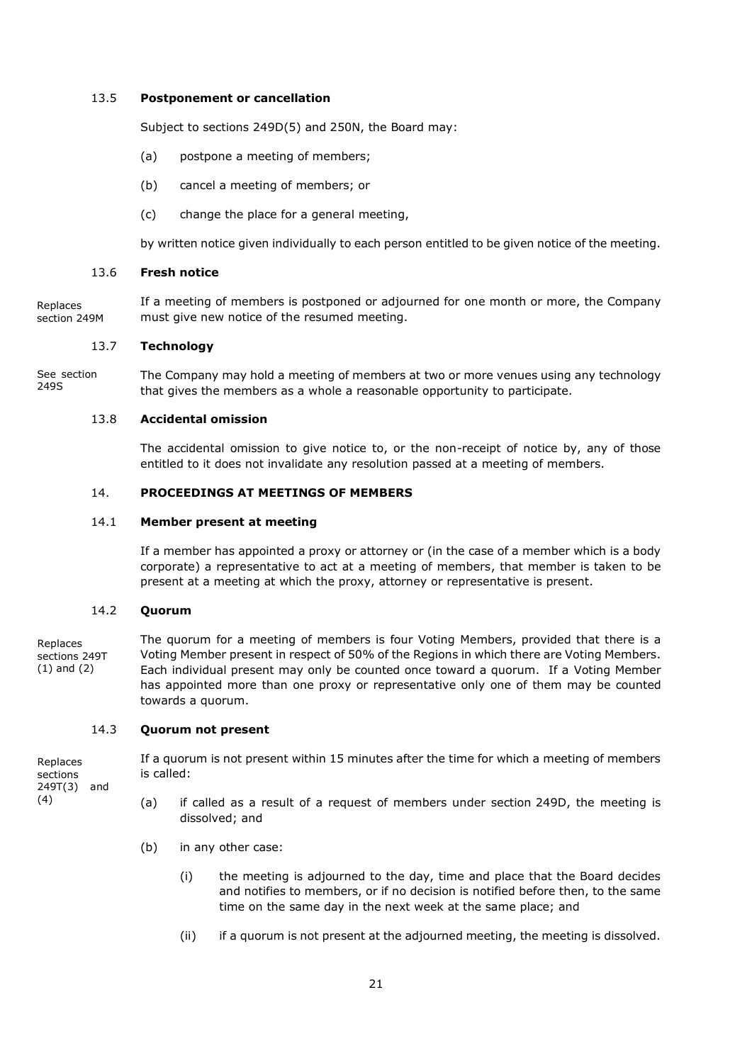### 13.5 **Postponement or cancellation**

Subject to sections 249D(5) and 250N, the Board may:

(a) postpone a meeting of members;

(b) cancel a meeting of members; or

(c) change the place for a general meeting,

by written notice given individually to each person entitled to be given notice of the meeting.

### 13.6 **Fresh notice**

Replaces section 249M

If a meeting of members is postponed or adjourned for one month or more, the Company must give new notice of the resumed meeting.

### 13.7 **Technology**

See section 249S

The Company may hold a meeting of members at two or more venues using any technology that gives the members as a whole a reasonable opportunity to participate.

### 13.8 **Accidental omission**

The accidental omission to give notice to, or the non-receipt of notice by, any of those entitled to it does not invalidate any resolution passed at a meeting of members.

## 14. **PROCEEDINGS AT MEETINGS OF MEMBERS**

### 14.1 **Member present at meeting**

If a member has appointed a proxy or attorney or (in the case of a member which is a body corporate) a representative to act at a meeting of members, that member is taken to be present at a meeting at which the proxy, attorney or representative is present.

### 14.2 **Quorum**

Replaces sections 249T (1) and (2)

The quorum for a meeting of members is four Voting Members, provided that there is a Voting Member present in respect of 50% of the Regions in which there are Voting Members. Each individual present may only be counted once toward a quorum. If a Voting Member has appointed more than one proxy or representative only one of them may be counted towards a quorum.

### 14.3 **Quorum not present**

Replaces sections 249T(3) and (4)

If a quorum is not present within 15 minutes after the time for which a meeting of members is called:

(a) if called as a result of a request of members under section 249D, the meeting is dissolved; and

(b) in any other case:

  (i) the meeting is adjourned to the day, time and place that the Board decides and notifies to members, or if no decision is notified before then, to the same time on the same day in the next week at the same place; and

  (ii) if a quorum is not present at the adjourned meeting, the meeting is dissolved.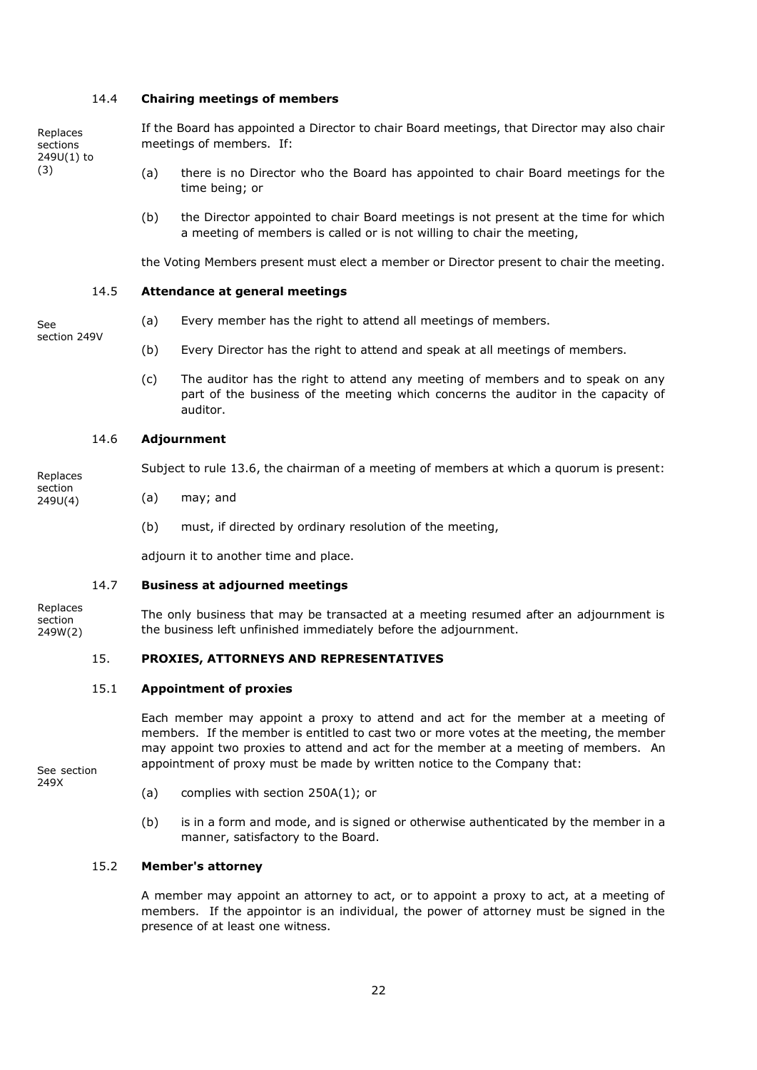### 14.4 Chairing meetings of members

Replaces sections 249U(1) to (3)

If the Board has appointed a Director to chair Board meetings, that Director may also chair meetings of members. If:

(a) there is no Director who the Board has appointed to chair Board meetings for the time being; or

(b) the Director appointed to chair Board meetings is not present at the time for which a meeting of members is called or is not willing to chair the meeting,

the Voting Members present must elect a member or Director present to chair the meeting.

### 14.5 Attendance at general meetings

See section 249V

(a) Every member has the right to attend all meetings of members.

(b) Every Director has the right to attend and speak at all meetings of members.

(c) The auditor has the right to attend any meeting of members and to speak on any part of the business of the meeting which concerns the auditor in the capacity of auditor.

### 14.6 Adjournment

Replaces section 249U(4)

Subject to rule 13.6, the chairman of a meeting of members at which a quorum is present:

(a) may; and

(b) must, if directed by ordinary resolution of the meeting,

adjourn it to another time and place.

### 14.7 Business at adjourned meetings

Replaces section 249W(2)

The only business that may be transacted at a meeting resumed after an adjournment is the business left unfinished immediately before the adjournment.

## 15. PROXIES, ATTORNEYS AND REPRESENTATIVES

### 15.1 Appointment of proxies

See section 249X

Each member may appoint a proxy to attend and act for the member at a meeting of members. If the member is entitled to cast two or more votes at the meeting, the member may appoint two proxies to attend and act for the member at a meeting of members. An appointment of proxy must be made by written notice to the Company that:

(a) complies with section 250A(1); or

(b) is in a form and mode, and is signed or otherwise authenticated by the member in a manner, satisfactory to the Board.

### 15.2 Member's attorney

A member may appoint an attorney to act, or to appoint a proxy to act, at a meeting of members. If the appointor is an individual, the power of attorney must be signed in the presence of at least one witness.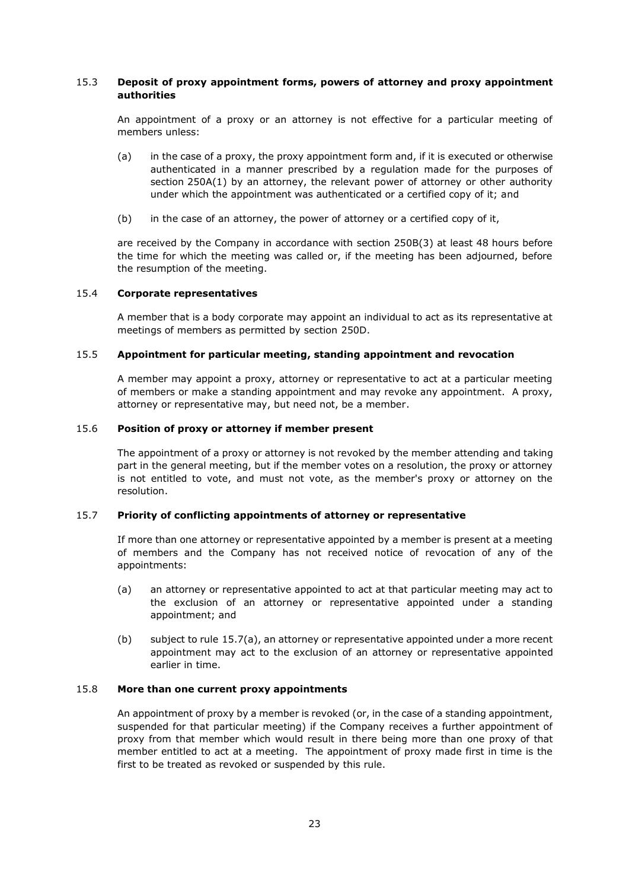### 15.3 Deposit of proxy appointment forms, powers of attorney and proxy appointment authorities

An appointment of a proxy or an attorney is not effective for a particular meeting of members unless:

(a) in the case of a proxy, the proxy appointment form and, if it is executed or otherwise authenticated in a manner prescribed by a regulation made for the purposes of section 250A(1) by an attorney, the relevant power of attorney or other authority under which the appointment was authenticated or a certified copy of it; and

(b) in the case of an attorney, the power of attorney or a certified copy of it,

are received by the Company in accordance with section 250B(3) at least 48 hours before the time for which the meeting was called or, if the meeting has been adjourned, before the resumption of the meeting.

### 15.4 Corporate representatives

A member that is a body corporate may appoint an individual to act as its representative at meetings of members as permitted by section 250D.

### 15.5 Appointment for particular meeting, standing appointment and revocation

A member may appoint a proxy, attorney or representative to act at a particular meeting of members or make a standing appointment and may revoke any appointment. A proxy, attorney or representative may, but need not, be a member.

### 15.6 Position of proxy or attorney if member present

The appointment of a proxy or attorney is not revoked by the member attending and taking part in the general meeting, but if the member votes on a resolution, the proxy or attorney is not entitled to vote, and must not vote, as the member's proxy or attorney on the resolution.

### 15.7 Priority of conflicting appointments of attorney or representative

If more than one attorney or representative appointed by a member is present at a meeting of members and the Company has not received notice of revocation of any of the appointments:

(a) an attorney or representative appointed to act at that particular meeting may act to the exclusion of an attorney or representative appointed under a standing appointment; and

(b) subject to rule 15.7(a), an attorney or representative appointed under a more recent appointment may act to the exclusion of an attorney or representative appointed earlier in time.

### 15.8 More than one current proxy appointments

An appointment of proxy by a member is revoked (or, in the case of a standing appointment, suspended for that particular meeting) if the Company receives a further appointment of proxy from that member which would result in there being more than one proxy of that member entitled to act at a meeting. The appointment of proxy made first in time is the first to be treated as revoked or suspended by this rule.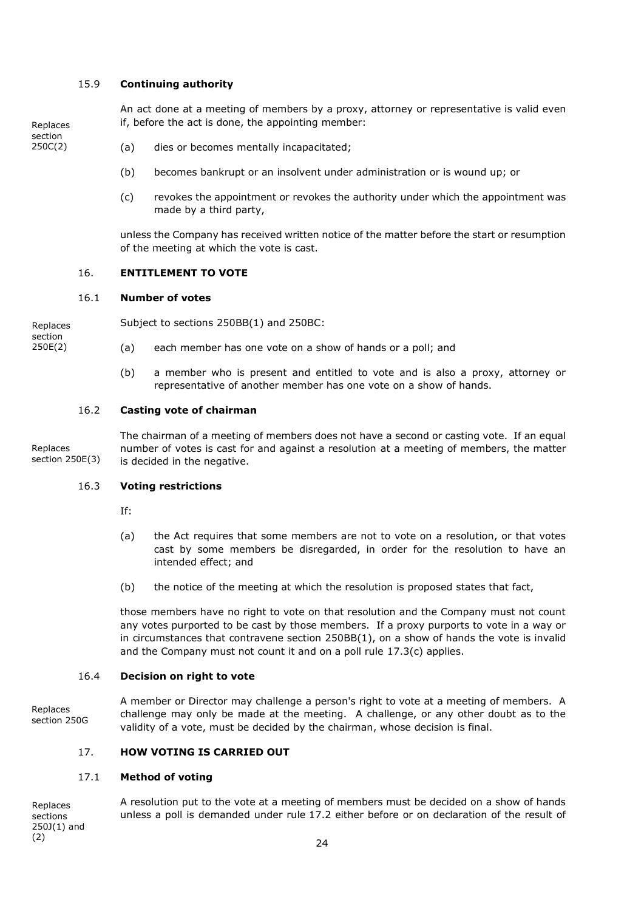### 15.9 **Continuing authority**

Replaces section 250C(2)

An act done at a meeting of members by a proxy, attorney or representative is valid even if, before the act is done, the appointing member:

(a) dies or becomes mentally incapacitated;

(b) becomes bankrupt or an insolvent under administration or is wound up; or

(c) revokes the appointment or revokes the authority under which the appointment was made by a third party,

unless the Company has received written notice of the matter before the start or resumption of the meeting at which the vote is cast.

## 16. **ENTITLEMENT TO VOTE**

### 16.1 **Number of votes**

Replaces section 250E(2)

Subject to sections 250BB(1) and 250BC:

(a) each member has one vote on a show of hands or a poll; and

(b) a member who is present and entitled to vote and is also a proxy, attorney or representative of another member has one vote on a show of hands.

### 16.2 **Casting vote of chairman**

Replaces section 250E(3)

The chairman of a meeting of members does not have a second or casting vote. If an equal number of votes is cast for and against a resolution at a meeting of members, the matter is decided in the negative.

### 16.3 **Voting restrictions**

If:

(a) the Act requires that some members are not to vote on a resolution, or that votes cast by some members be disregarded, in order for the resolution to have an intended effect; and

(b) the notice of the meeting at which the resolution is proposed states that fact,

those members have no right to vote on that resolution and the Company must not count any votes purported to be cast by those members. If a proxy purports to vote in a way or in circumstances that contravene section 250BB(1), on a show of hands the vote is invalid and the Company must not count it and on a poll rule 17.3(c) applies.

### 16.4 **Decision on right to vote**

Replaces section 250G

A member or Director may challenge a person's right to vote at a meeting of members. A challenge may only be made at the meeting. A challenge, or any other doubt as to the validity of a vote, must be decided by the chairman, whose decision is final.

## 17. **HOW VOTING IS CARRIED OUT**

### 17.1 **Method of voting**

Replaces sections 250J(1) and (2)

A resolution put to the vote at a meeting of members must be decided on a show of hands unless a poll is demanded under rule 17.2 either before or on declaration of the result of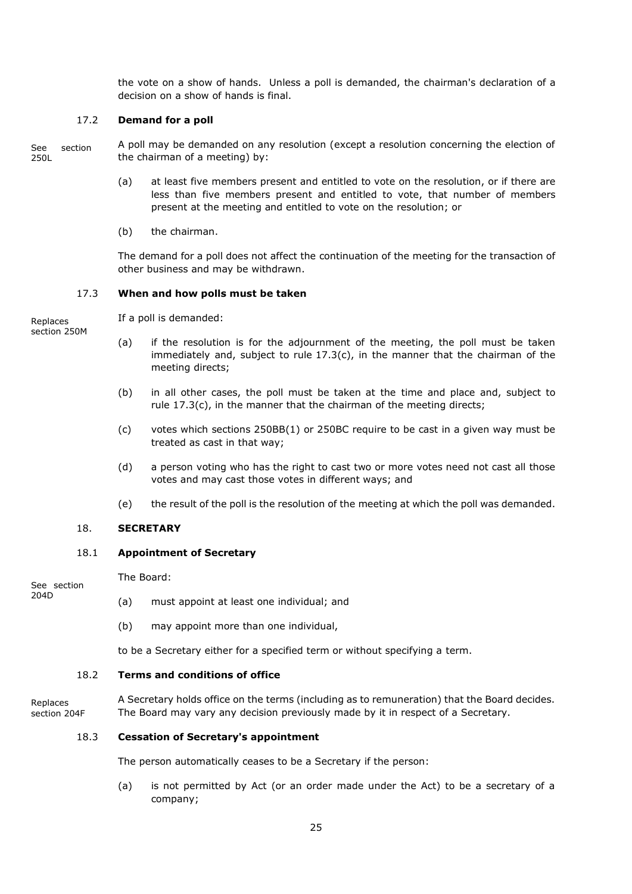the vote on a show of hands. Unless a poll is demanded, the chairman's declaration of a decision on a show of hands is final.

### 17.2 Demand for a poll

See section 250L

A poll may be demanded on any resolution (except a resolution concerning the election of the chairman of a meeting) by:

(a) at least five members present and entitled to vote on the resolution, or if there are less than five members present and entitled to vote, that number of members present at the meeting and entitled to vote on the resolution; or

(b) the chairman.

The demand for a poll does not affect the continuation of the meeting for the transaction of other business and may be withdrawn.

### 17.3 When and how polls must be taken

Replaces section 250M

If a poll is demanded:

(a) if the resolution is for the adjournment of the meeting, the poll must be taken immediately and, subject to rule 17.3(c), in the manner that the chairman of the meeting directs;

(b) in all other cases, the poll must be taken at the time and place and, subject to rule 17.3(c), in the manner that the chairman of the meeting directs;

(c) votes which sections 250BB(1) or 250BC require to be cast in a given way must be treated as cast in that way;

(d) a person voting who has the right to cast two or more votes need not cast all those votes and may cast those votes in different ways; and

(e) the result of the poll is the resolution of the meeting at which the poll was demanded.

## 18. SECRETARY

### 18.1 Appointment of Secretary

See section 204D

The Board:

(a) must appoint at least one individual; and

(b) may appoint more than one individual,

to be a Secretary either for a specified term or without specifying a term.

### 18.2 Terms and conditions of office

Replaces section 204F

A Secretary holds office on the terms (including as to remuneration) that the Board decides. The Board may vary any decision previously made by it in respect of a Secretary.

### 18.3 Cessation of Secretary's appointment

The person automatically ceases to be a Secretary if the person:

(a) is not permitted by Act (or an order made under the Act) to be a secretary of a company;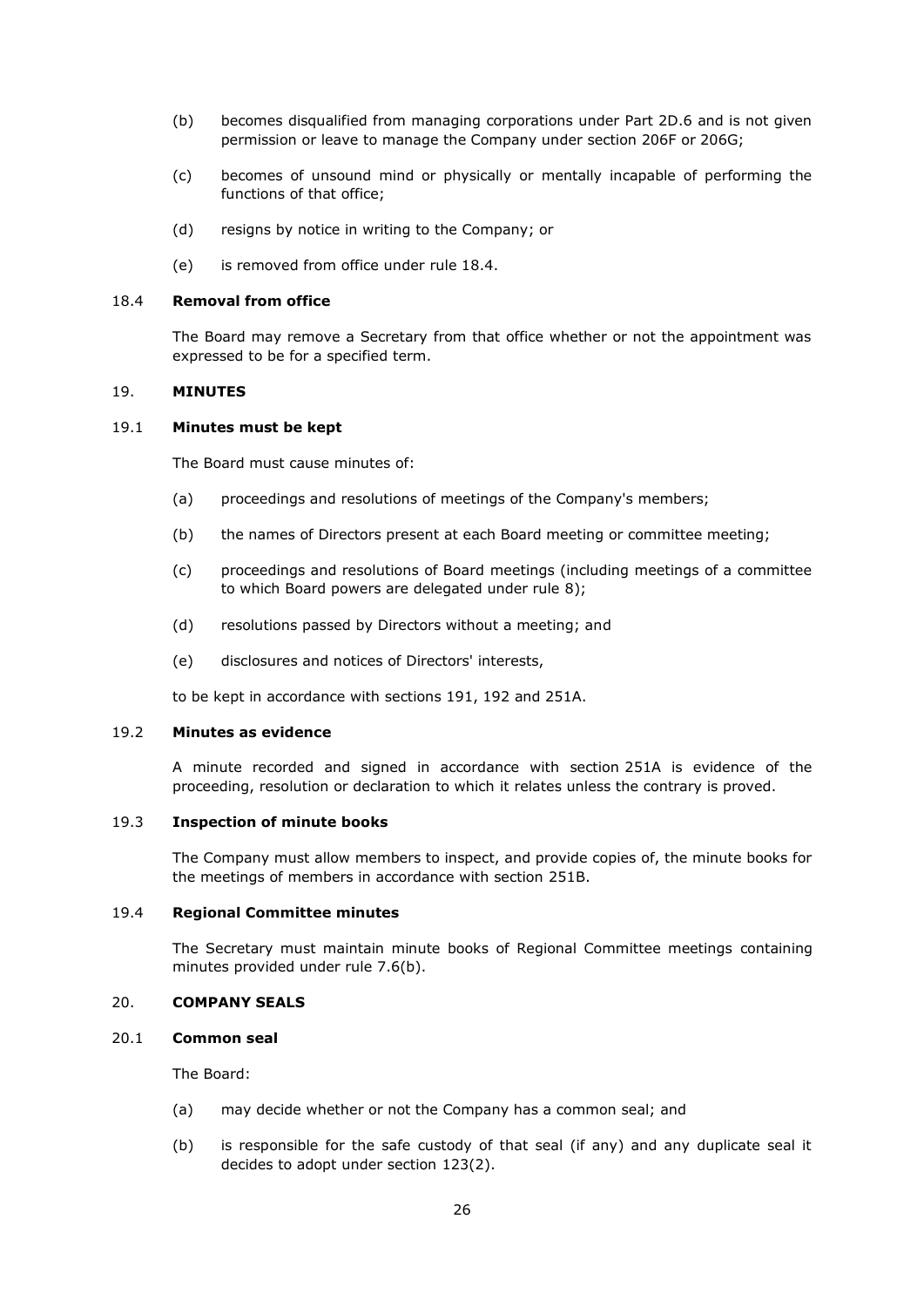(b) becomes disqualified from managing corporations under Part 2D.6 and is not given permission or leave to manage the Company under section 206F or 206G;

(c) becomes of unsound mind or physically or mentally incapable of performing the functions of that office;

(d) resigns by notice in writing to the Company; or

(e) is removed from office under rule 18.4.

### 18.4 Removal from office

The Board may remove a Secretary from that office whether or not the appointment was expressed to be for a specified term.

## 19. MINUTES

### 19.1 Minutes must be kept

The Board must cause minutes of:

(a) proceedings and resolutions of meetings of the Company's members;

(b) the names of Directors present at each Board meeting or committee meeting;

(c) proceedings and resolutions of Board meetings (including meetings of a committee to which Board powers are delegated under rule 8);

(d) resolutions passed by Directors without a meeting; and

(e) disclosures and notices of Directors' interests,

to be kept in accordance with sections 191, 192 and 251A.

### 19.2 Minutes as evidence

A minute recorded and signed in accordance with section 251A is evidence of the proceeding, resolution or declaration to which it relates unless the contrary is proved.

### 19.3 Inspection of minute books

The Company must allow members to inspect, and provide copies of, the minute books for the meetings of members in accordance with section 251B.

### 19.4 Regional Committee minutes

The Secretary must maintain minute books of Regional Committee meetings containing minutes provided under rule 7.6(b).

## 20. COMPANY SEALS

### 20.1 Common seal

The Board:

(a) may decide whether or not the Company has a common seal; and

(b) is responsible for the safe custody of that seal (if any) and any duplicate seal it decides to adopt under section 123(2).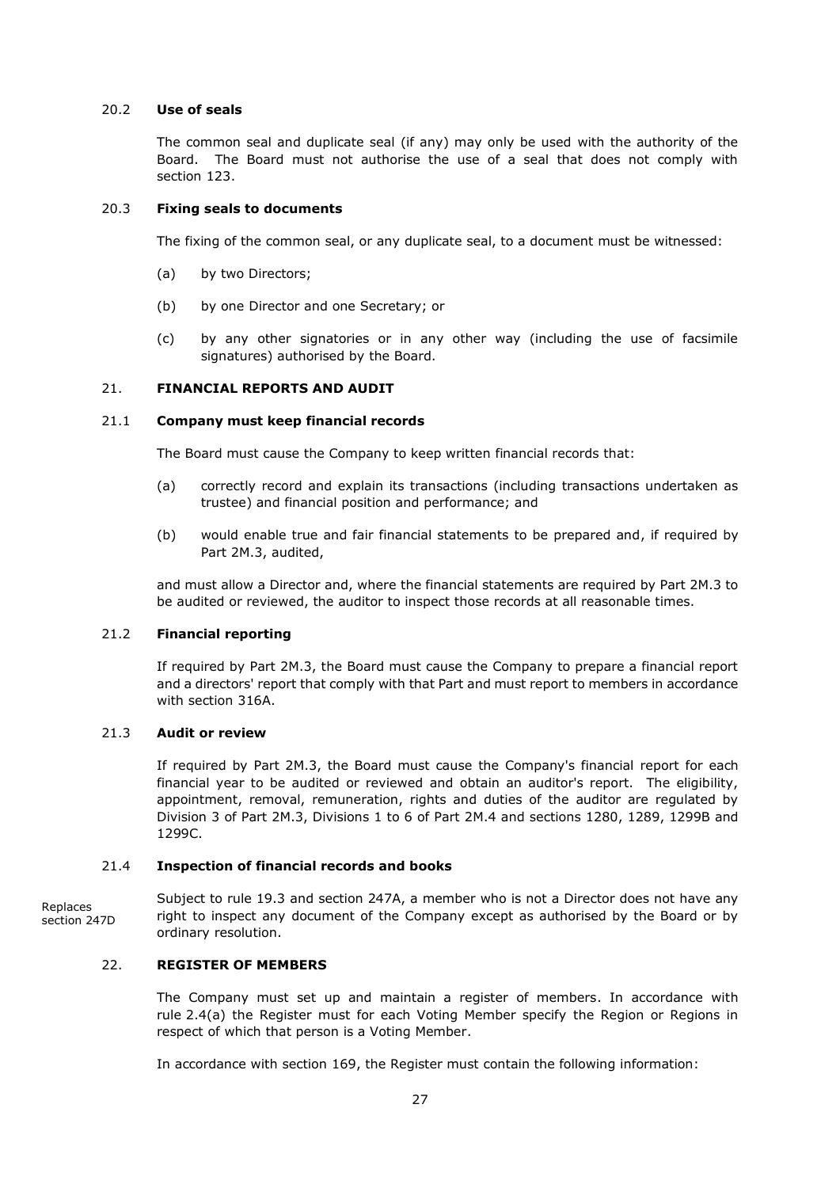### 20.2 **Use of seals**

The common seal and duplicate seal (if any) may only be used with the authority of the Board. The Board must not authorise the use of a seal that does not comply with section 123.

### 20.3 **Fixing seals to documents**

The fixing of the common seal, or any duplicate seal, to a document must be witnessed:

(a) by two Directors;

(b) by one Director and one Secretary; or

(c) by any other signatories or in any other way (including the use of facsimile signatures) authorised by the Board.

## 21. **FINANCIAL REPORTS AND AUDIT**

### 21.1 **Company must keep financial records**

The Board must cause the Company to keep written financial records that:

(a) correctly record and explain its transactions (including transactions undertaken as trustee) and financial position and performance; and

(b) would enable true and fair financial statements to be prepared and, if required by Part 2M.3, audited,

and must allow a Director and, where the financial statements are required by Part 2M.3 to be audited or reviewed, the auditor to inspect those records at all reasonable times.

### 21.2 **Financial reporting**

If required by Part 2M.3, the Board must cause the Company to prepare a financial report and a directors' report that comply with that Part and must report to members in accordance with section 316A.

### 21.3 **Audit or review**

If required by Part 2M.3, the Board must cause the Company's financial report for each financial year to be audited or reviewed and obtain an auditor's report. The eligibility, appointment, removal, remuneration, rights and duties of the auditor are regulated by Division 3 of Part 2M.3, Divisions 1 to 6 of Part 2M.4 and sections 1280, 1289, 1299B and 1299C.

### 21.4 **Inspection of financial records and books**

Replaces section 247D

Subject to rule 19.3 and section 247A, a member who is not a Director does not have any right to inspect any document of the Company except as authorised by the Board or by ordinary resolution.

## 22. **REGISTER OF MEMBERS**

The Company must set up and maintain a register of members. In accordance with rule 2.4(a) the Register must for each Voting Member specify the Region or Regions in respect of which that person is a Voting Member.

In accordance with section 169, the Register must contain the following information: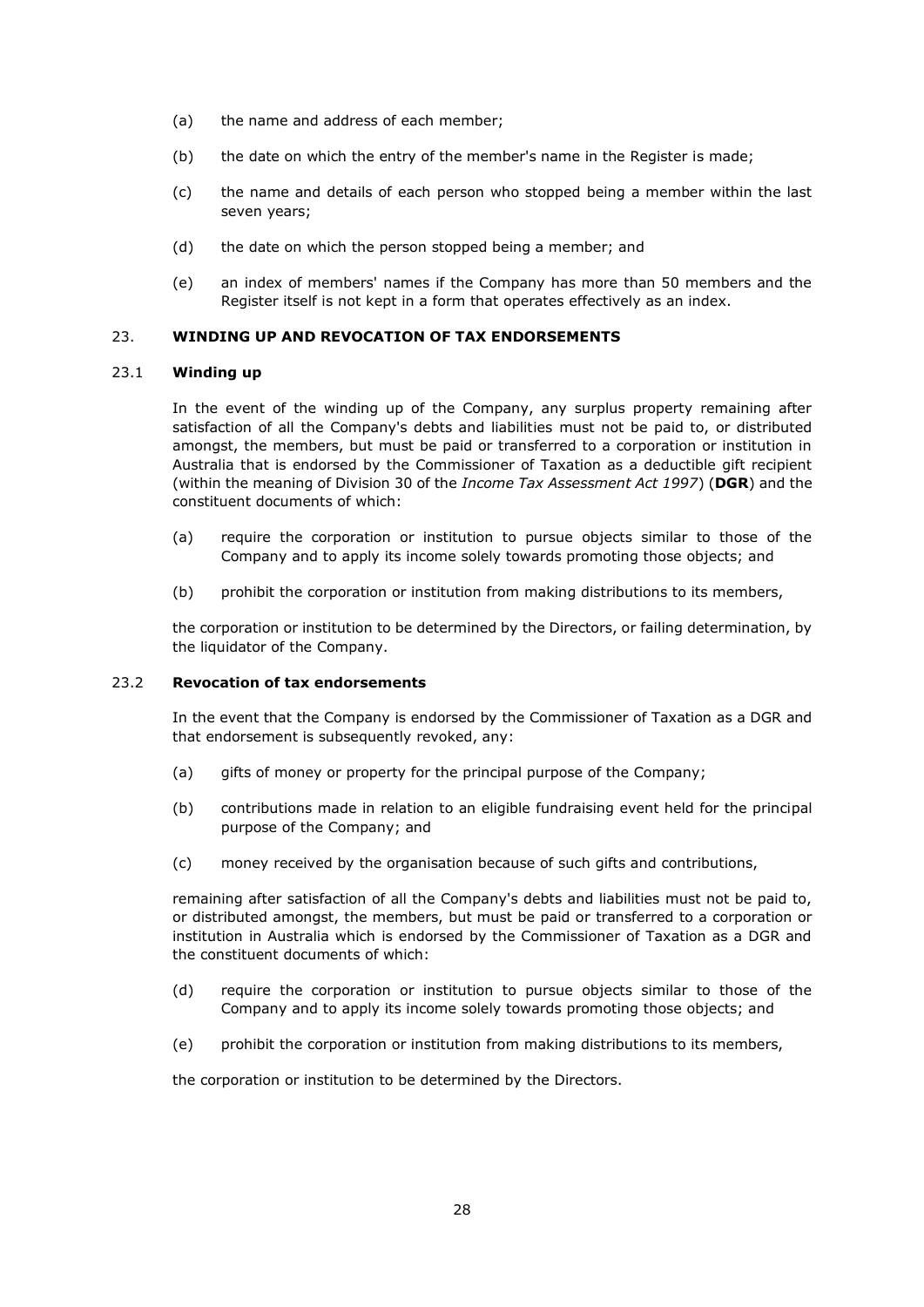(a) the name and address of each member;

(b) the date on which the entry of the member's name in the Register is made;

(c) the name and details of each person who stopped being a member within the last seven years;

(d) the date on which the person stopped being a member; and

(e) an index of members' names if the Company has more than 50 members and the Register itself is not kept in a form that operates effectively as an index.

## 23. WINDING UP AND REVOCATION OF TAX ENDORSEMENTS

### 23.1 Winding up

In the event of the winding up of the Company, any surplus property remaining after satisfaction of all the Company's debts and liabilities must not be paid to, or distributed amongst, the members, but must be paid or transferred to a corporation or institution in Australia that is endorsed by the Commissioner of Taxation as a deductible gift recipient (within the meaning of Division 30 of the *Income Tax Assessment Act 1997*) (**DGR**) and the constituent documents of which:

(a) require the corporation or institution to pursue objects similar to those of the Company and to apply its income solely towards promoting those objects; and

(b) prohibit the corporation or institution from making distributions to its members,

the corporation or institution to be determined by the Directors, or failing determination, by the liquidator of the Company.

### 23.2 Revocation of tax endorsements

In the event that the Company is endorsed by the Commissioner of Taxation as a DGR and that endorsement is subsequently revoked, any:

(a) gifts of money or property for the principal purpose of the Company;

(b) contributions made in relation to an eligible fundraising event held for the principal purpose of the Company; and

(c) money received by the organisation because of such gifts and contributions,

remaining after satisfaction of all the Company's debts and liabilities must not be paid to, or distributed amongst, the members, but must be paid or transferred to a corporation or institution in Australia which is endorsed by the Commissioner of Taxation as a DGR and the constituent documents of which:

(d) require the corporation or institution to pursue objects similar to those of the Company and to apply its income solely towards promoting those objects; and

(e) prohibit the corporation or institution from making distributions to its members,

the corporation or institution to be determined by the Directors.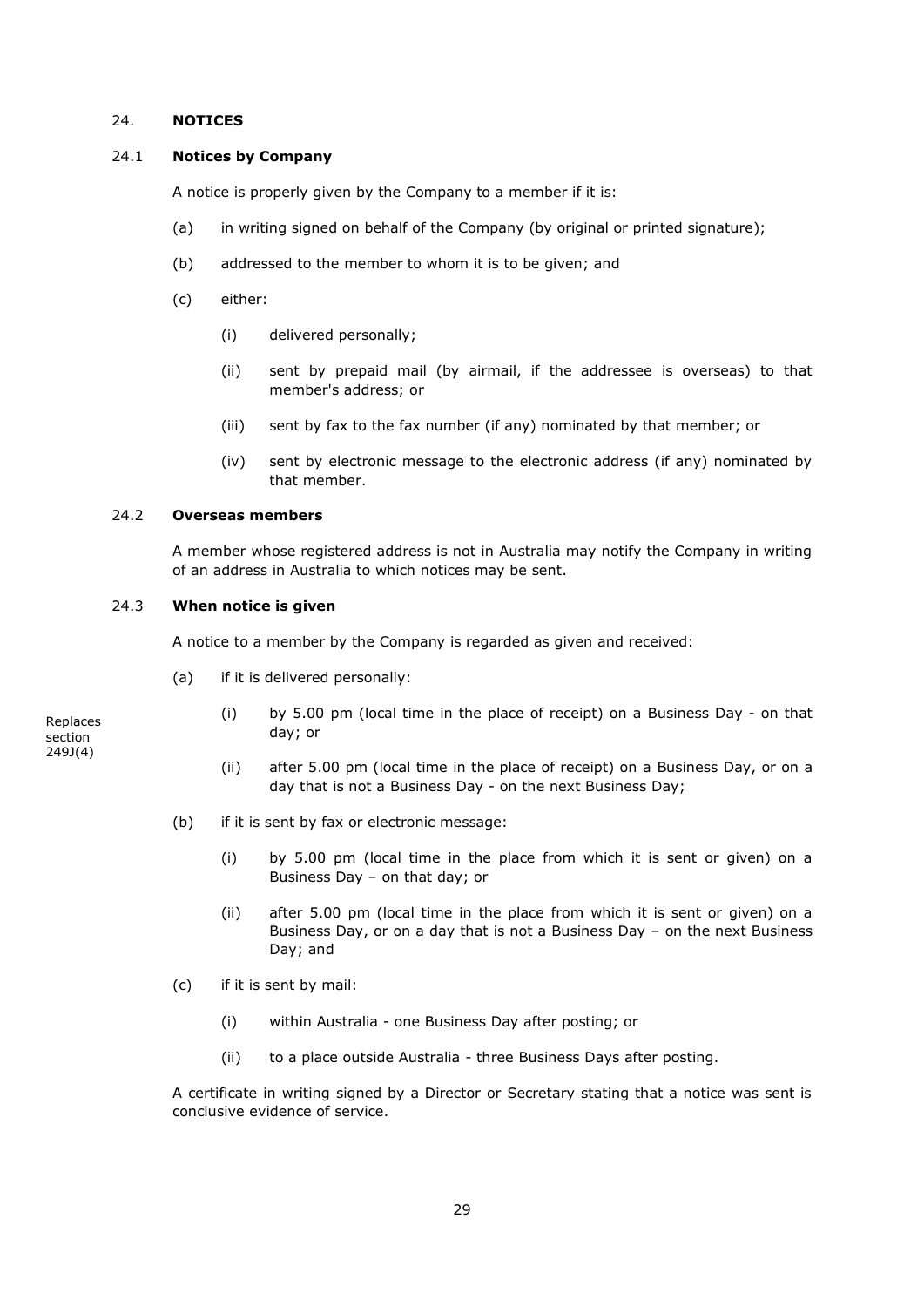## 24. NOTICES

### 24.1 Notices by Company

A notice is properly given by the Company to a member if it is:

(a) in writing signed on behalf of the Company (by original or printed signature);

(b) addressed to the member to whom it is to be given; and

(c) either:

(i) delivered personally;

(ii) sent by prepaid mail (by airmail, if the addressee is overseas) to that member's address; or

(iii) sent by fax to the fax number (if any) nominated by that member; or

(iv) sent by electronic message to the electronic address (if any) nominated by that member.

### 24.2 Overseas members

A member whose registered address is not in Australia may notify the Company in writing of an address in Australia to which notices may be sent.

### 24.3 When notice is given

A notice to a member by the Company is regarded as given and received:

Replaces section 249J(4)

(a) if it is delivered personally:

(i) by 5.00 pm (local time in the place of receipt) on a Business Day - on that day; or

(ii) after 5.00 pm (local time in the place of receipt) on a Business Day, or on a day that is not a Business Day - on the next Business Day;

(b) if it is sent by fax or electronic message:

(i) by 5.00 pm (local time in the place from which it is sent or given) on a Business Day – on that day; or

(ii) after 5.00 pm (local time in the place from which it is sent or given) on a Business Day, or on a day that is not a Business Day – on the next Business Day; and

(c) if it is sent by mail:

(i) within Australia - one Business Day after posting; or

(ii) to a place outside Australia - three Business Days after posting.

A certificate in writing signed by a Director or Secretary stating that a notice was sent is conclusive evidence of service.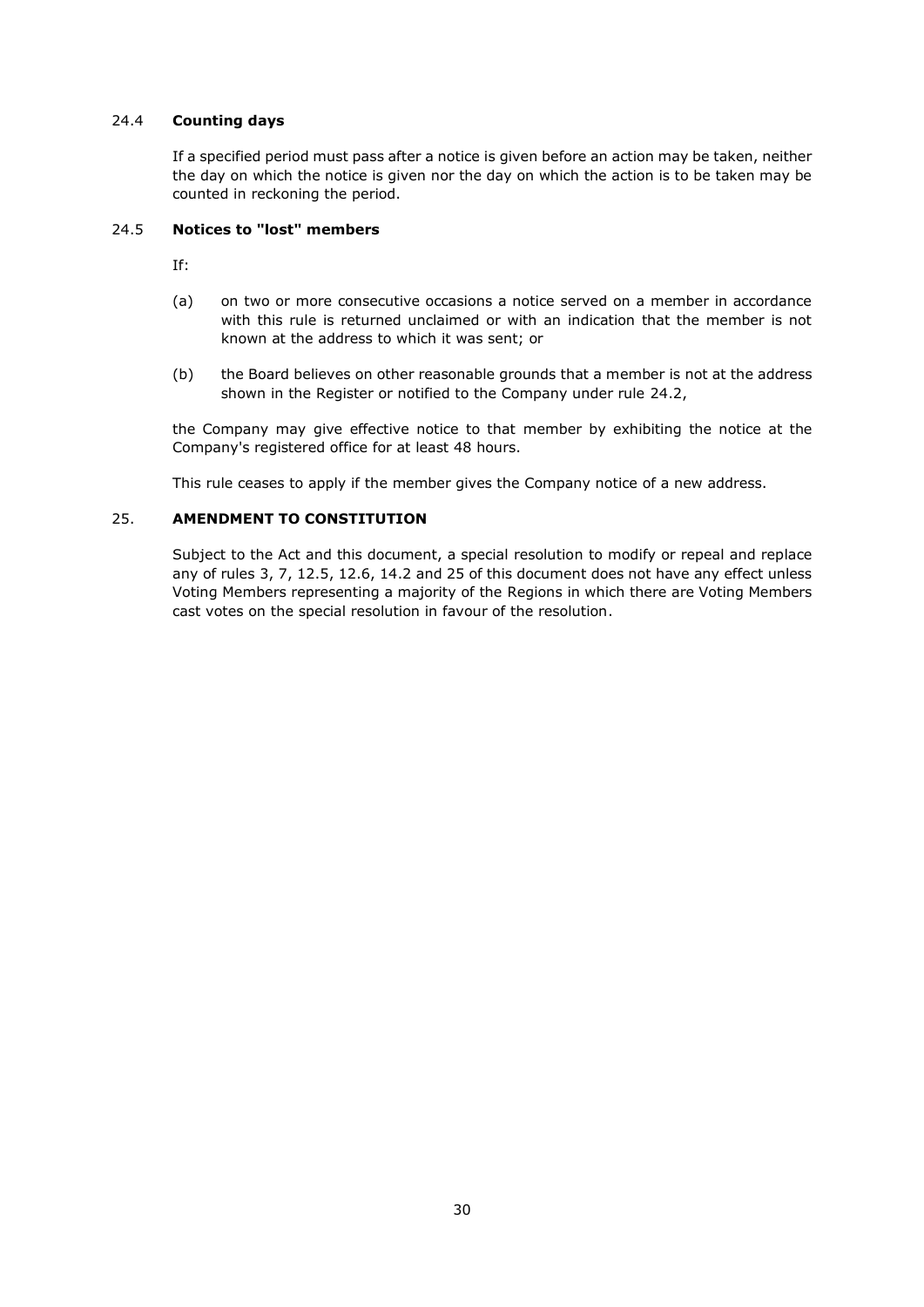### 24.4 **Counting days**

If a specified period must pass after a notice is given before an action may be taken, neither the day on which the notice is given nor the day on which the action is to be taken may be counted in reckoning the period.

### 24.5 **Notices to "lost" members**

If:

(a) on two or more consecutive occasions a notice served on a member in accordance with this rule is returned unclaimed or with an indication that the member is not known at the address to which it was sent; or

(b) the Board believes on other reasonable grounds that a member is not at the address shown in the Register or notified to the Company under rule 24.2,

the Company may give effective notice to that member by exhibiting the notice at the Company's registered office for at least 48 hours.

This rule ceases to apply if the member gives the Company notice of a new address.

## 25. **AMENDMENT TO CONSTITUTION**

Subject to the Act and this document, a special resolution to modify or repeal and replace any of rules 3, 7, 12.5, 12.6, 14.2 and 25 of this document does not have any effect unless Voting Members representing a majority of the Regions in which there are Voting Members cast votes on the special resolution in favour of the resolution.